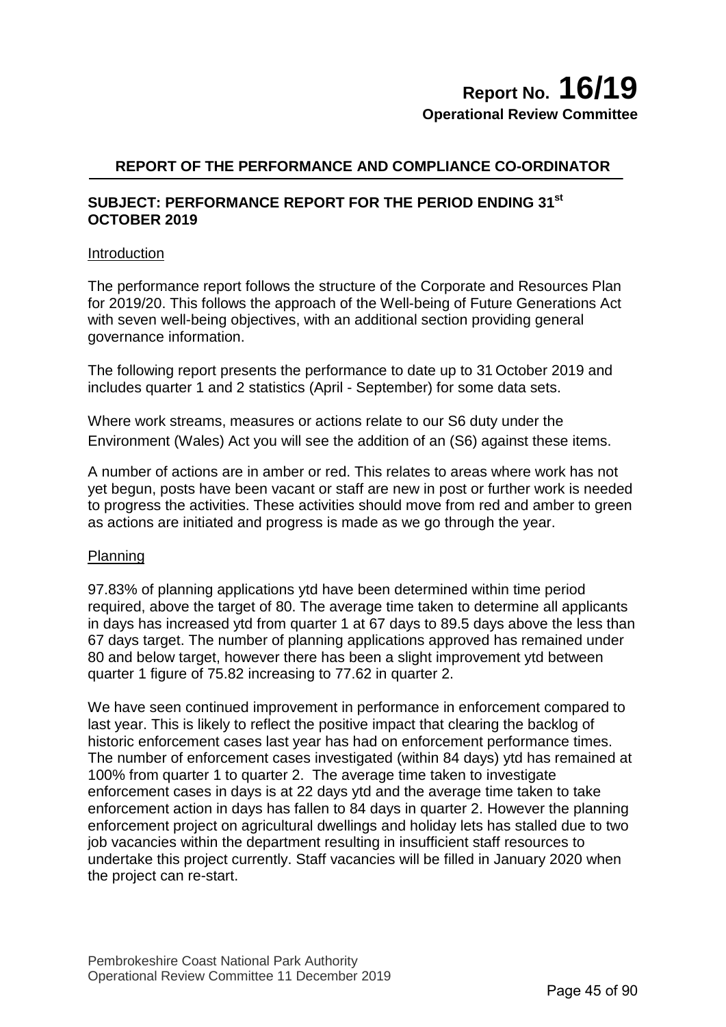**Report No. 16/19**
**Operational Review Committee**

## REPORT OF THE PERFORMANCE AND COMPLIANCE CO-ORDINATOR

### SUBJECT: PERFORMANCE REPORT FOR THE PERIOD ENDING 31st OCTOBER 2019

Introduction

The performance report follows the structure of the Corporate and Resources Plan for 2019/20. This follows the approach of the Well-being of Future Generations Act with seven well-being objectives, with an additional section providing general governance information.

The following report presents the performance to date up to 31 October 2019 and includes quarter 1 and 2 statistics (April - September) for some data sets.

Where work streams, measures or actions relate to our S6 duty under the Environment (Wales) Act you will see the addition of an (S6) against these items.

A number of actions are in amber or red. This relates to areas where work has not yet begun, posts have been vacant or staff are new in post or further work is needed to progress the activities. These activities should move from red and amber to green as actions are initiated and progress is made as we go through the year.

Planning

97.83% of planning applications ytd have been determined within time period required, above the target of 80. The average time taken to determine all applicants in days has increased ytd from quarter 1 at 67 days to 89.5 days above the less than 67 days target. The number of planning applications approved has remained under 80 and below target, however there has been a slight improvement ytd between quarter 1 figure of 75.82 increasing to 77.62 in quarter 2.

We have seen continued improvement in performance in enforcement compared to last year. This is likely to reflect the positive impact that clearing the backlog of historic enforcement cases last year has had on enforcement performance times. The number of enforcement cases investigated (within 84 days) ytd has remained at 100% from quarter 1 to quarter 2. The average time taken to investigate enforcement cases in days is at 22 days ytd and the average time taken to take enforcement action in days has fallen to 84 days in quarter 2. However the planning enforcement project on agricultural dwellings and holiday lets has stalled due to two job vacancies within the department resulting in insufficient staff resources to undertake this project currently. Staff vacancies will be filled in January 2020 when the project can re-start.

Pembrokeshire Coast National Park Authority
Operational Review Committee 11 December 2019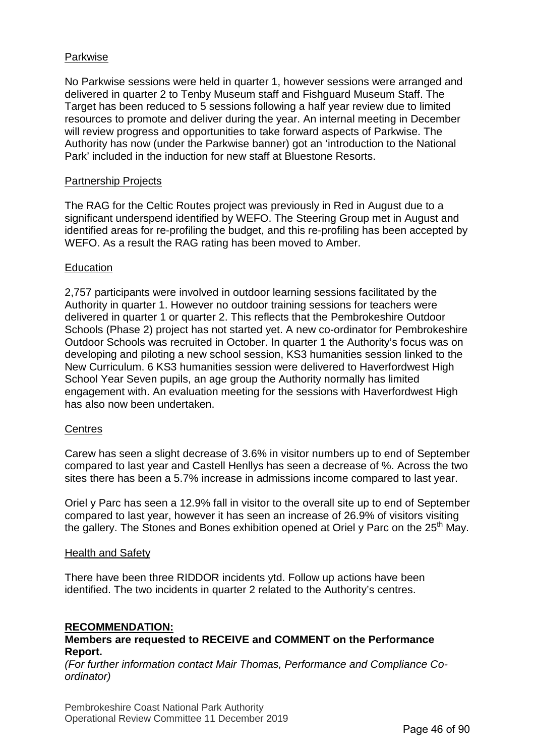## Parkwise

No Parkwise sessions were held in quarter 1, however sessions were arranged and delivered in quarter 2 to Tenby Museum staff and Fishguard Museum Staff. The Target has been reduced to 5 sessions following a half year review due to limited resources to promote and deliver during the year. An internal meeting in December will review progress and opportunities to take forward aspects of Parkwise. The Authority has now (under the Parkwise banner) got an 'introduction to the National Park' included in the induction for new staff at Bluestone Resorts.

## Partnership Projects

The RAG for the Celtic Routes project was previously in Red in August due to a significant underspend identified by WEFO. The Steering Group met in August and identified areas for re-profiling the budget, and this re-profiling has been accepted by WEFO. As a result the RAG rating has been moved to Amber.

## Education

2,757 participants were involved in outdoor learning sessions facilitated by the Authority in quarter 1. However no outdoor training sessions for teachers were delivered in quarter 1 or quarter 2. This reflects that the Pembrokeshire Outdoor Schools (Phase 2) project has not started yet. A new co-ordinator for Pembrokeshire Outdoor Schools was recruited in October. In quarter 1 the Authority's focus was on developing and piloting a new school session, KS3 humanities session linked to the New Curriculum. 6 KS3 humanities session were delivered to Haverfordwest High School Year Seven pupils, an age group the Authority normally has limited engagement with. An evaluation meeting for the sessions with Haverfordwest High has also now been undertaken.

## Centres

Carew has seen a slight decrease of 3.6% in visitor numbers up to end of September compared to last year and Castell Henllys has seen a decrease of %. Across the two sites there has been a 5.7% increase in admissions income compared to last year.

Oriel y Parc has seen a 12.9% fall in visitor to the overall site up to end of September compared to last year, however it has seen an increase of 26.9% of visitors visiting the gallery. The Stones and Bones exhibition opened at Oriel y Parc on the 25th May.

## Health and Safety

There have been three RIDDOR incidents ytd. Follow up actions have been identified. The two incidents in quarter 2 related to the Authority's centres.

**RECOMMENDATION:**

**Members are requested to RECEIVE and COMMENT on the Performance Report.**

*(For further information contact Mair Thomas, Performance and Compliance Co-ordinator)*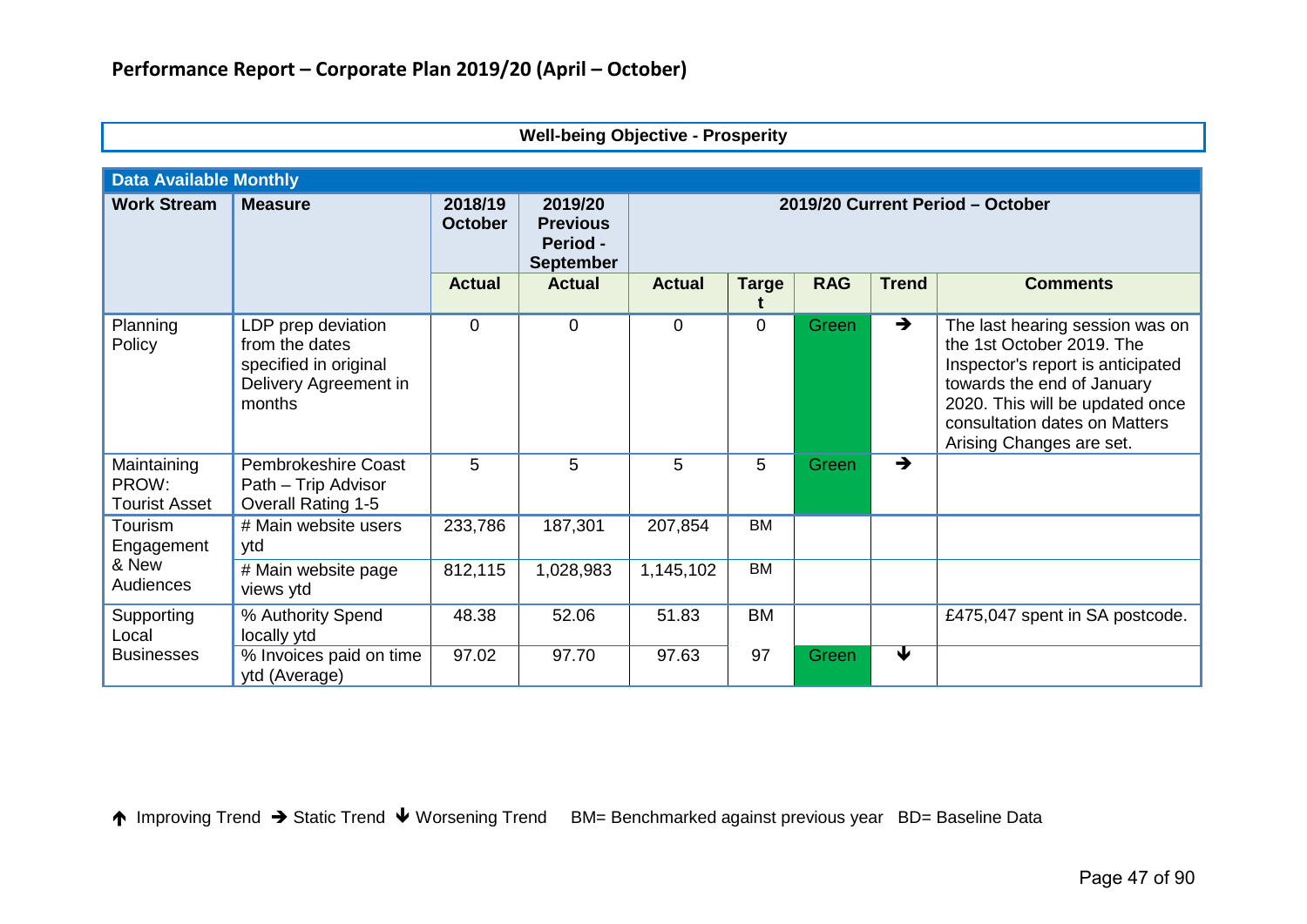## Performance Report – Corporate Plan 2019/20 (April – October)

**Well-being Objective - Prosperity**

| Data Available Monthly | | | | | | | | |
|---|---|---|---|---|---|---|---|---|
| **Work Stream** | **Measure** | **2018/19 October** | **2019/20 Previous Period - September** | **2019/20 Current Period – October** | | | | |
| | | **Actual** | **Actual** | **Actual** | **Target** | **RAG** | **Trend** | **Comments** |
| Planning Policy | LDP prep deviation from the dates specified in original Delivery Agreement in months | 0 | 0 | 0 | 0 | Green | → | The last hearing session was on the 1st October 2019. The Inspector's report is anticipated towards the end of January 2020. This will be updated once consultation dates on Matters Arising Changes are set. |
| Maintaining PROW: Tourist Asset | Pembrokeshire Coast Path – Trip Advisor Overall Rating 1-5 | 5 | 5 | 5 | 5 | Green | → | |
| Tourism Engagement & New Audiences | # Main website users ytd | 233,786 | 187,301 | 207,854 | BM | | | |
| | # Main website page views ytd | 812,115 | 1,028,983 | 1,145,102 | BM | | | |
| Supporting Local Businesses | % Authority Spend locally ytd | 48.38 | 52.06 | 51.83 | BM | | | £475,047 spent in SA postcode. |
| | % Invoices paid on time ytd (Average) | 97.02 | 97.70 | 97.63 | 97 | Green | ↓ | |

↑ Improving Trend → Static Trend ↓ Worsening Trend BM= Benchmarked against previous year BD= Baseline Data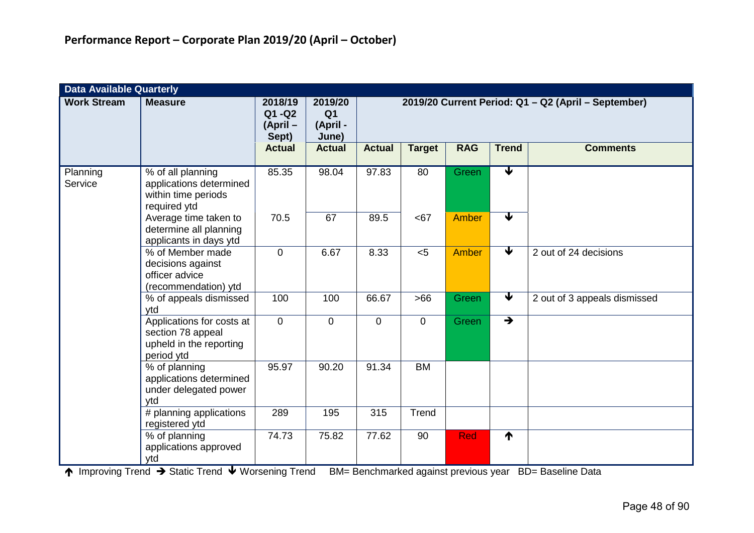**Performance Report – Corporate Plan 2019/20 (April – October)**

| Data Available Quarterly | | | | | | | | |
|---|---|---|---|---|---|---|---|---|
| **Work Stream** | **Measure** | **2018/19 Q1 -Q2 (April – Sept)** | **2019/20 Q1 (April - June)** | **2019/20 Current Period: Q1 – Q2 (April – September)** | | | | |
| | | **Actual** | **Actual** | **Actual** | **Target** | **RAG** | **Trend** | **Comments** |
| Planning Service | % of all planning applications determined within time periods required ytd | 85.35 | 98.04 | 97.83 | 80 | Green | ↓ | |
| | Average time taken to determine all planning applicants in days ytd | 70.5 | 67 | 89.5 | <67 | Amber | ↓ | |
| | % of Member made decisions against officer advice (recommendation) ytd | 0 | 6.67 | 8.33 | <5 | Amber | ↓ | 2 out of 24 decisions |
| | % of appeals dismissed ytd | 100 | 100 | 66.67 | >66 | Green | ↓ | 2 out of 3 appeals dismissed |
| | Applications for costs at section 78 appeal upheld in the reporting period ytd | 0 | 0 | 0 | 0 | Green | → | |
| | % of planning applications determined under delegated power ytd | 95.97 | 90.20 | 91.34 | BM | | | |
| | # planning applications registered ytd | 289 | 195 | 315 | Trend | | | |
| | % of planning applications approved ytd | 74.73 | 75.82 | 77.62 | 90 | Red | ↑ | |

↑ Improving Trend → Static Trend ↓ Worsening Trend BM= Benchmarked against previous year BD= Baseline Data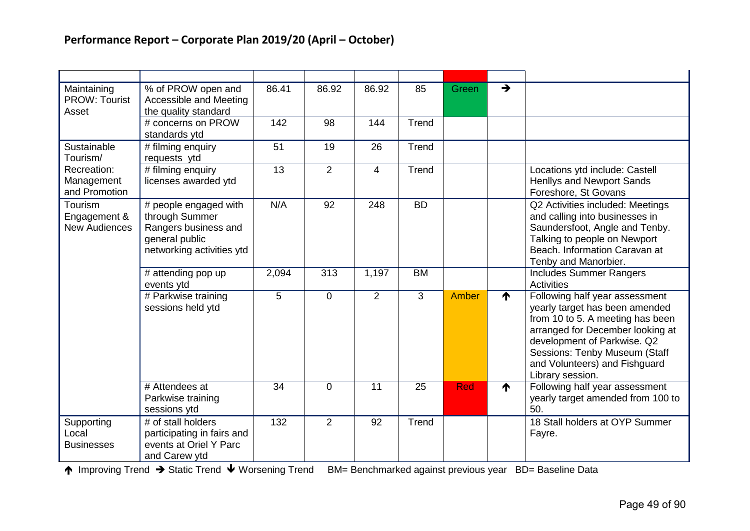## Performance Report – Corporate Plan 2019/20 (April – October)

| | | | | | | | | |
|---|---|---|---|---|---|---|---|---|
| Maintaining PROW: Tourist Asset | % of PROW open and Accessible and Meeting the quality standard | 86.41 | 86.92 | 86.92 | 85 | Green | → | |
| | # concerns on PROW standards ytd | 142 | 98 | 144 | Trend | | | |
| Sustainable Tourism/ Recreation: Management and Promotion | # filming enquiry requests ytd | 51 | 19 | 26 | Trend | | | |
| | # filming enquiry licenses awarded ytd | 13 | 2 | 4 | Trend | | | Locations ytd include: Castell Henllys and Newport Sands Foreshore, St Govans |
| Tourism Engagement & New Audiences | # people engaged with through Summer Rangers business and general public networking activities ytd | N/A | 92 | 248 | BD | | | Q2 Activities included: Meetings and calling into businesses in Saundersfoot, Angle and Tenby. Talking to people on Newport Beach. Information Caravan at Tenby and Manorbier. |
| | # attending pop up events ytd | 2,094 | 313 | 1,197 | BM | | | Includes Summer Rangers Activities |
| | # Parkwise training sessions held ytd | 5 | 0 | 2 | 3 | Amber | ↑ | Following half year assessment yearly target has been amended from 10 to 5. A meeting has been arranged for December looking at development of Parkwise. Q2 Sessions: Tenby Museum (Staff and Volunteers) and Fishguard Library session. |
| | # Attendees at Parkwise training sessions ytd | 34 | 0 | 11 | 25 | Red | ↑ | Following half year assessment yearly target amended from 100 to 50. |
| Supporting Local Businesses | # of stall holders participating in fairs and events at Oriel Y Parc and Carew ytd | 132 | 2 | 92 | Trend | | | 18 Stall holders at OYP Summer Fayre. |

↑ Improving Trend → Static Trend ↓ Worsening Trend BM= Benchmarked against previous year BD= Baseline Data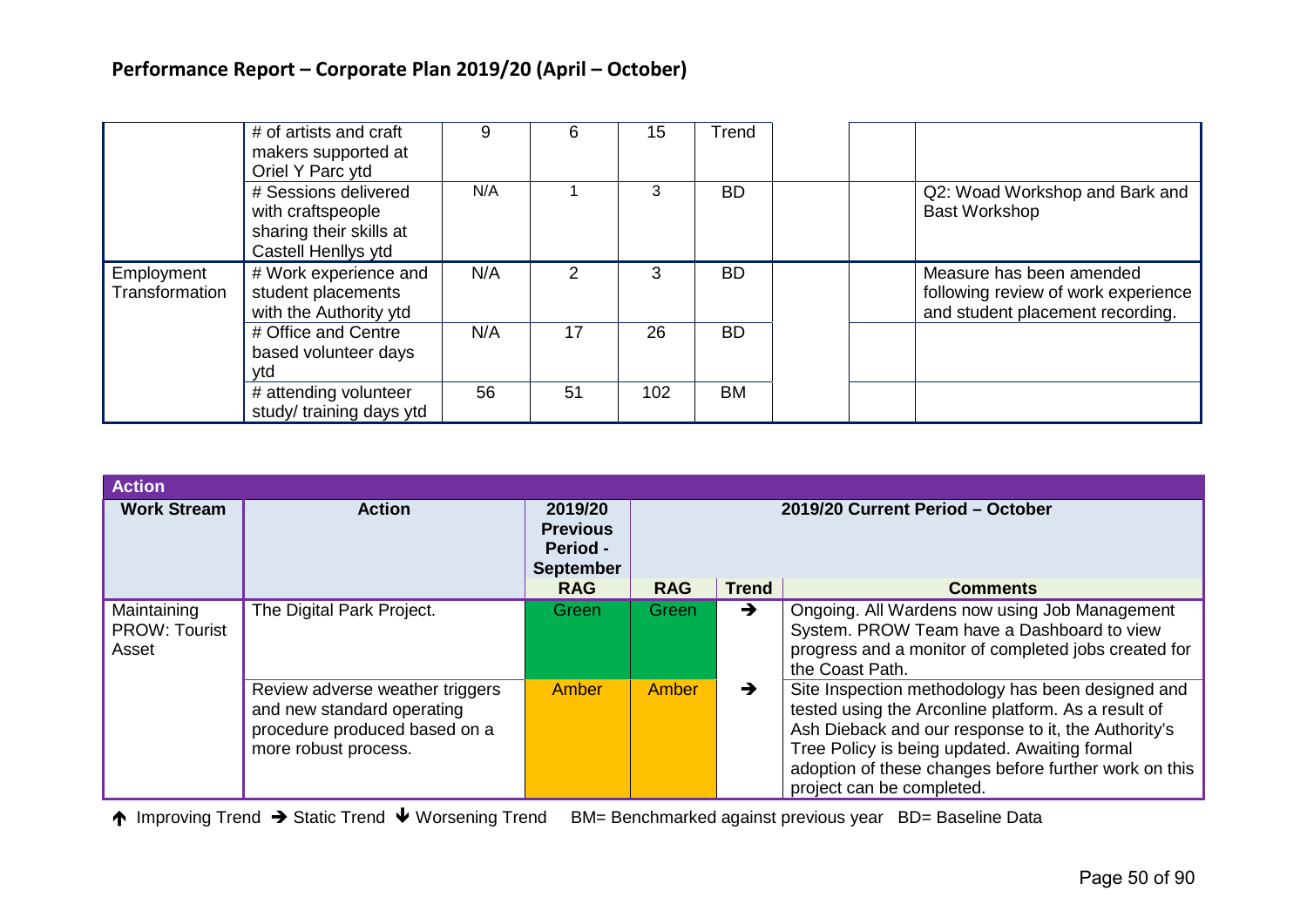## Performance Report – Corporate Plan 2019/20 (April – October)

| | | | | | | | | |
|---|---|---|---|---|---|---|---|---|
| | # of artists and craft makers supported at Oriel Y Parc ytd | 9 | 6 | 15 | Trend | | | |
| | # Sessions delivered with craftspeople sharing their skills at Castell Henllys ytd | N/A | 1 | 3 | BD | | | Q2: Woad Workshop and Bark and Bast Workshop |
| Employment Transformation | # Work experience and student placements with the Authority ytd | N/A | 2 | 3 | BD | | | Measure has been amended following review of work experience and student placement recording. |
| | # Office and Centre based volunteer days ytd | N/A | 17 | 26 | BD | | | |
| | # attending volunteer study/ training days ytd | 56 | 51 | 102 | BM | | | |

**Action**

| Work Stream | Action | 2019/20 Previous Period - September | 2019/20 Current Period – October | | |
|---|---|---|---|---|---|
| | | RAG | RAG | Trend | Comments |
| Maintaining PROW: Tourist Asset | The Digital Park Project. | Green | Green | → | Ongoing. All Wardens now using Job Management System. PROW Team have a Dashboard to view progress and a monitor of completed jobs created for the Coast Path. |
| | Review adverse weather triggers and new standard operating procedure produced based on a more robust process. | Amber | Amber | → | Site Inspection methodology has been designed and tested using the Arconline platform. As a result of Ash Dieback and our response to it, the Authority's Tree Policy is being updated. Awaiting formal adoption of these changes before further work on this project can be completed. |

↑ Improving Trend → Static Trend ↓ Worsening Trend BM= Benchmarked against previous year BD= Baseline Data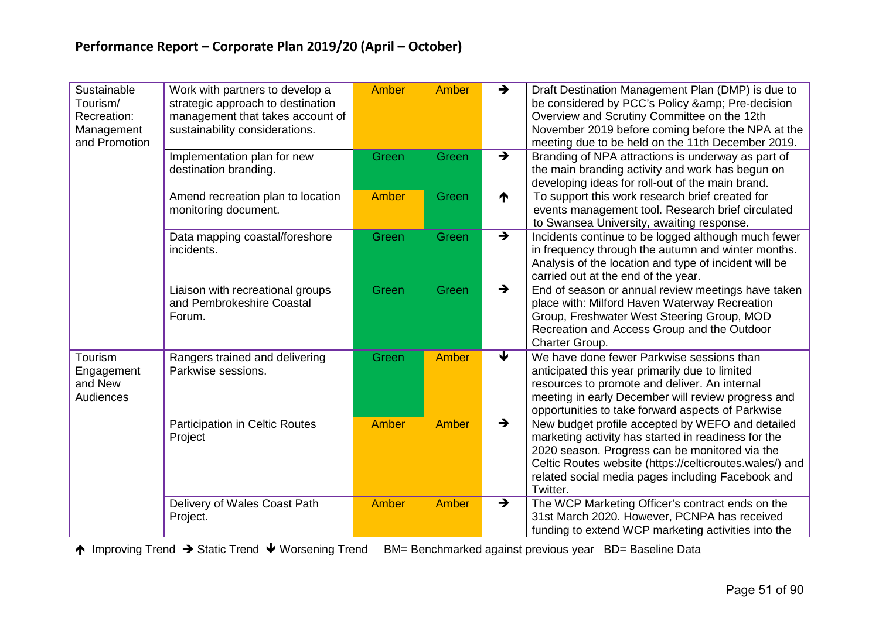## Performance Report – Corporate Plan 2019/20 (April – October)

| | | | | | |
|---|---|---|---|---|---|
| Sustainable Tourism/ Recreation: Management and Promotion | Work with partners to develop a strategic approach to destination management that takes account of sustainability considerations. | Amber | Amber | ➔ | Draft Destination Management Plan (DMP) is due to be considered by PCC's Policy &amp; Pre-decision Overview and Scrutiny Committee on the 12th November 2019 before coming before the NPA at the meeting due to be held on the 11th December 2019. |
| | Implementation plan for new destination branding. | Green | Green | ➔ | Branding of NPA attractions is underway as part of the main branding activity and work has begun on developing ideas for roll-out of the main brand. |
| | Amend recreation plan to location monitoring document. | Amber | Green | ↑ | To support this work research brief created for events management tool. Research brief circulated to Swansea University, awaiting response. |
| | Data mapping coastal/foreshore incidents. | Green | Green | ➔ | Incidents continue to be logged although much fewer in frequency through the autumn and winter months. Analysis of the location and type of incident will be carried out at the end of the year. |
| | Liaison with recreational groups and Pembrokeshire Coastal Forum. | Green | Green | ➔ | End of season or annual review meetings have taken place with: Milford Haven Waterway Recreation Group, Freshwater West Steering Group, MOD Recreation and Access Group and the Outdoor Charter Group. |
| Tourism Engagement and New Audiences | Rangers trained and delivering Parkwise sessions. | Green | Amber | ↓ | We have done fewer Parkwise sessions than anticipated this year primarily due to limited resources to promote and deliver. An internal meeting in early December will review progress and opportunities to take forward aspects of Parkwise |
| | Participation in Celtic Routes Project | Amber | Amber | ➔ | New budget profile accepted by WEFO and detailed marketing activity has started in readiness for the 2020 season. Progress can be monitored via the Celtic Routes website (https://celticroutes.wales/) and related social media pages including Facebook and Twitter. |
| | Delivery of Wales Coast Path Project. | Amber | Amber | ➔ | The WCP Marketing Officer's contract ends on the 31st March 2020. However, PCNPA has received funding to extend WCP marketing activities into the |

↑ Improving Trend ➔ Static Trend ↓ Worsening Trend BM= Benchmarked against previous year BD= Baseline Data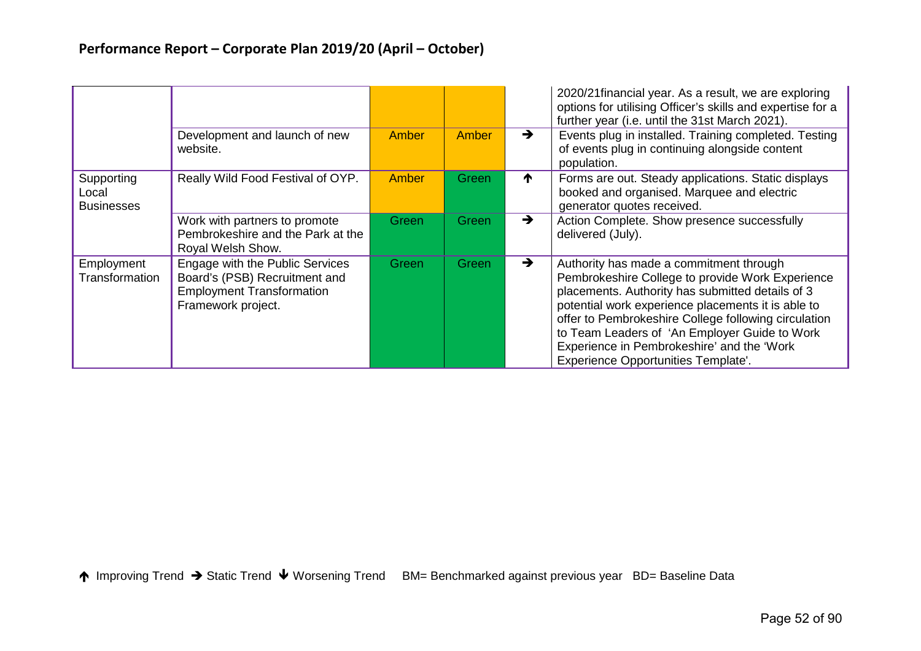## Performance Report – Corporate Plan 2019/20 (April – October)

| | | | | | |
|---|---|---|---|---|---|
| | | Amber | Amber | | 2020/21financial year. As a result, we are exploring options for utilising Officer's skills and expertise for a further year (i.e. until the 31st March 2021). |
| | Development and launch of new website. | Amber | Amber | ➔ | Events plug in installed. Training completed. Testing of events plug in continuing alongside content population. |
| Supporting Local Businesses | Really Wild Food Festival of OYP. | Amber | Green | ↑ | Forms are out. Steady applications. Static displays booked and organised. Marquee and electric generator quotes received. |
| | Work with partners to promote Pembrokeshire and the Park at the Royal Welsh Show. | Green | Green | ➔ | Action Complete. Show presence successfully delivered (July). |
| Employment Transformation | Engage with the Public Services Board's (PSB) Recruitment and Employment Transformation Framework project. | Green | Green | ➔ | Authority has made a commitment through Pembrokeshire College to provide Work Experience placements. Authority has submitted details of 3 potential work experience placements it is able to offer to Pembrokeshire College following circulation to Team Leaders of 'An Employer Guide to Work Experience in Pembrokeshire' and the 'Work Experience Opportunities Template'. |

↑ Improving Trend ➔ Static Trend ↓ Worsening Trend BM= Benchmarked against previous year BD= Baseline Data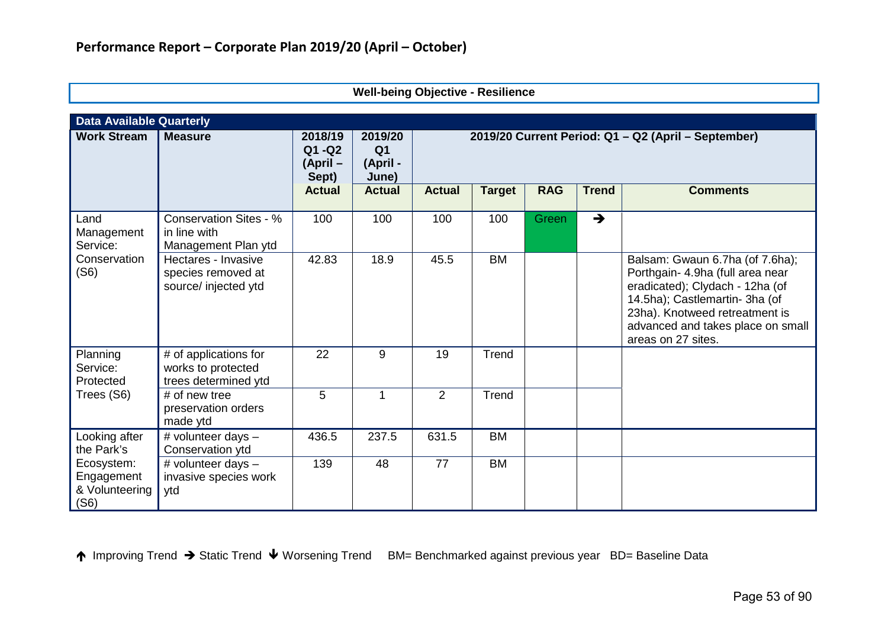## Performance Report – Corporate Plan 2019/20 (April – October)

**Well-being Objective - Resilience**

| Data Available Quarterly | | | | | | | | |
|---|---|---|---|---|---|---|---|---|
| **Work Stream** | **Measure** | **2018/19 Q1 -Q2 (April – Sept)** | **2019/20 Q1 (April - June)** | **2019/20 Current Period: Q1 – Q2 (April – September)** | | | | |
| | | **Actual** | **Actual** | **Actual** | **Target** | **RAG** | **Trend** | **Comments** |
| Land Management Service: Conservation (S6) | Conservation Sites - % in line with Management Plan ytd | 100 | 100 | 100 | 100 | Green | ➔ | |
| | Hectares - Invasive species removed at source/ injected ytd | 42.83 | 18.9 | 45.5 | BM | | | Balsam: Gwaun 6.7ha (of 7.6ha); Porthgain- 4.9ha (full area near eradicated); Clydach - 12ha (of 14.5ha); Castlemartin- 3ha (of 23ha). Knotweed retreatment is advanced and takes place on small areas on 27 sites. |
| Planning Service: Protected Trees (S6) | # of applications for works to protected trees determined ytd | 22 | 9 | 19 | Trend | | | |
| | # of new tree preservation orders made ytd | 5 | 1 | 2 | Trend | | | |
| Looking after the Park's Ecosystem: Engagement & Volunteering (S6) | # volunteer days – Conservation ytd | 436.5 | 237.5 | 631.5 | BM | | | |
| | # volunteer days – invasive species work ytd | 139 | 48 | 77 | BM | | | |

↑ Improving Trend ➔ Static Trend ↓ Worsening Trend   BM= Benchmarked against previous year   BD= Baseline Data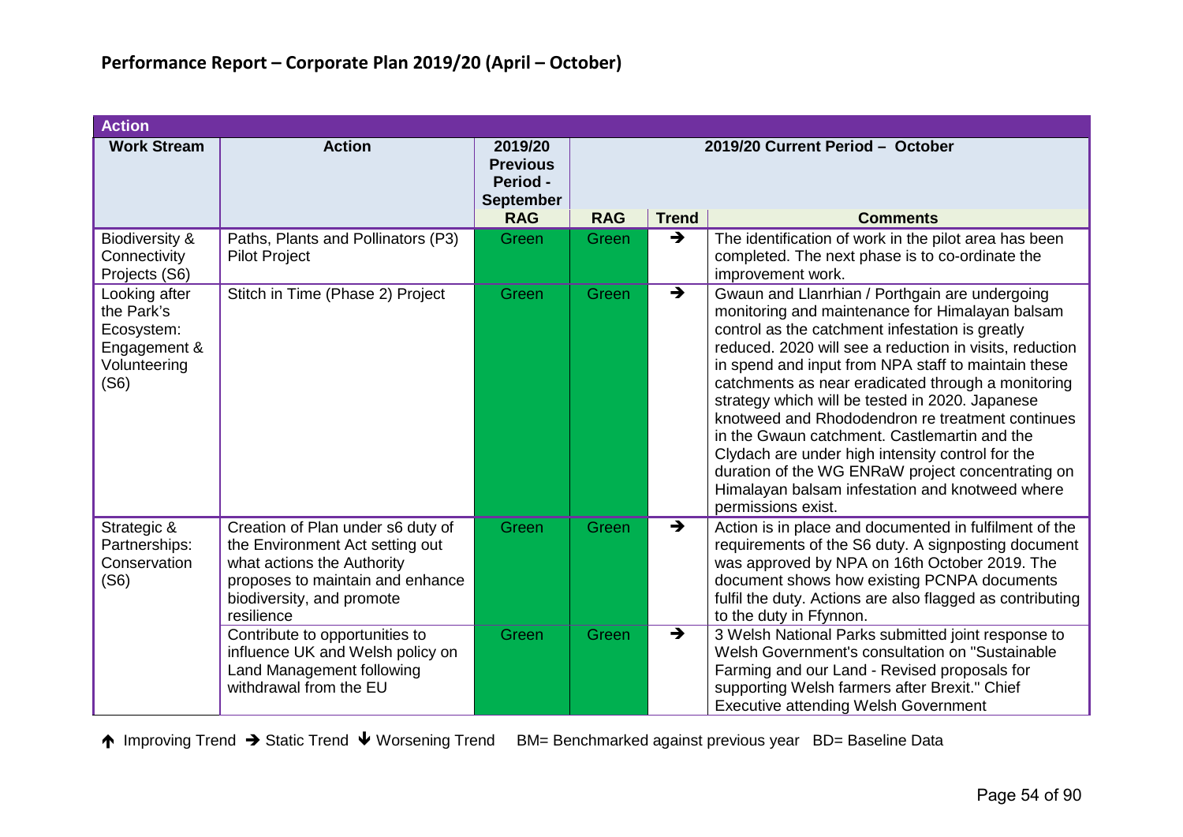## Performance Report – Corporate Plan 2019/20 (April – October)

| Action | | | | | |
|---|---|---|---|---|---|
| **Work Stream** | **Action** | **2019/20 Previous Period - September** | **2019/20 Current Period – October** | | |
| | | **RAG** | **RAG** | **Trend** | **Comments** |
| Biodiversity & Connectivity Projects (S6) | Paths, Plants and Pollinators (P3) Pilot Project | Green | Green | ➔ | The identification of work in the pilot area has been completed. The next phase is to co-ordinate the improvement work. |
| Looking after the Park's Ecosystem: Engagement & Volunteering (S6) | Stitch in Time (Phase 2) Project | Green | Green | ➔ | Gwaun and Llanrhian / Porthgain are undergoing monitoring and maintenance for Himalayan balsam control as the catchment infestation is greatly reduced. 2020 will see a reduction in visits, reduction in spend and input from NPA staff to maintain these catchments as near eradicated through a monitoring strategy which will be tested in 2020. Japanese knotweed and Rhododendron re treatment continues in the Gwaun catchment. Castlemartin and the Clydach are under high intensity control for the duration of the WG ENRaW project concentrating on Himalayan balsam infestation and knotweed where permissions exist. |
| Strategic & Partnerships: Conservation (S6) | Creation of Plan under s6 duty of the Environment Act setting out what actions the Authority proposes to maintain and enhance biodiversity, and promote resilience | Green | Green | ➔ | Action is in place and documented in fulfilment of the requirements of the S6 duty. A signposting document was approved by NPA on 16th October 2019. The document shows how existing PCNPA documents fulfil the duty. Actions are also flagged as contributing to the duty in Ffynnon. |
| | Contribute to opportunities to influence UK and Welsh policy on Land Management following withdrawal from the EU | Green | Green | ➔ | 3 Welsh National Parks submitted joint response to Welsh Government's consultation on "Sustainable Farming and our Land - Revised proposals for supporting Welsh farmers after Brexit." Chief Executive attending Welsh Government |

🡅 Improving Trend ➔ Static Trend 🡇 Worsening Trend BM= Benchmarked against previous year BD= Baseline Data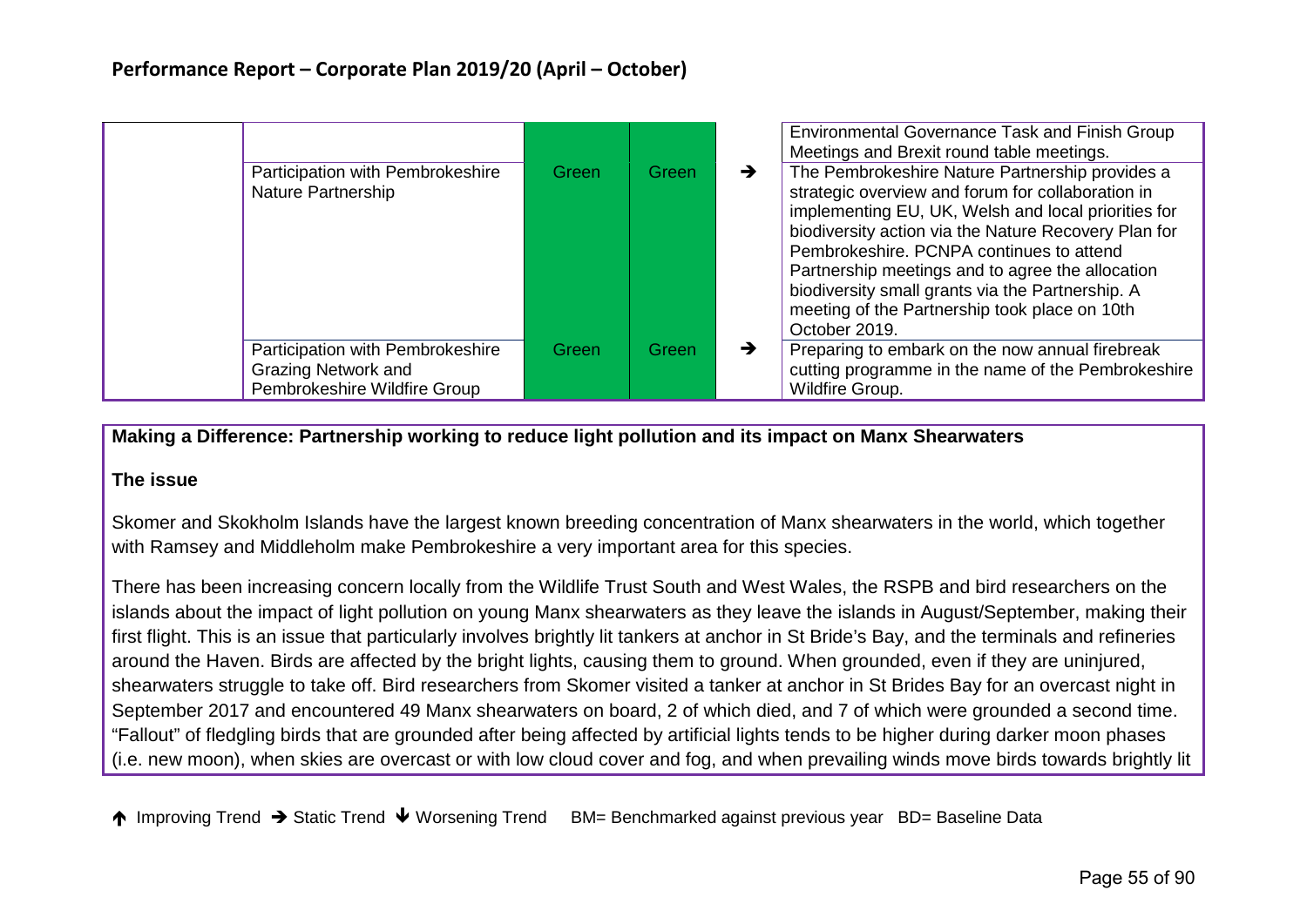| | | | | | |
|---|---|---|---|---|---|
| | | | | | Environmental Governance Task and Finish Group Meetings and Brexit round table meetings. |
| | Participation with Pembrokeshire Nature Partnership | Green | Green | → | The Pembrokeshire Nature Partnership provides a strategic overview and forum for collaboration in implementing EU, UK, Welsh and local priorities for biodiversity action via the Nature Recovery Plan for Pembrokeshire. PCNPA continues to attend Partnership meetings and to agree the allocation biodiversity small grants via the Partnership. A meeting of the Partnership took place on 10th October 2019. |
| | Participation with Pembrokeshire Grazing Network and Pembrokeshire Wildfire Group | Green | Green | → | Preparing to embark on the now annual firebreak cutting programme in the name of the Pembrokeshire Wildfire Group. |

**Making a Difference: Partnership working to reduce light pollution and its impact on Manx Shearwaters**

**The issue**

Skomer and Skokholm Islands have the largest known breeding concentration of Manx shearwaters in the world, which together with Ramsey and Middleholm make Pembrokeshire a very important area for this species.

There has been increasing concern locally from the Wildlife Trust South and West Wales, the RSPB and bird researchers on the islands about the impact of light pollution on young Manx shearwaters as they leave the islands in August/September, making their first flight. This is an issue that particularly involves brightly lit tankers at anchor in St Bride's Bay, and the terminals and refineries around the Haven. Birds are affected by the bright lights, causing them to ground. When grounded, even if they are uninjured, shearwaters struggle to take off. Bird researchers from Skomer visited a tanker at anchor in St Brides Bay for an overcast night in September 2017 and encountered 49 Manx shearwaters on board, 2 of which died, and 7 of which were grounded a second time. "Fallout" of fledgling birds that are grounded after being affected by artificial lights tends to be higher during darker moon phases (i.e. new moon), when skies are overcast or with low cloud cover and fog, and when prevailing winds move birds towards brightly lit

↑ Improving Trend → Static Trend ↓ Worsening Trend  BM= Benchmarked against previous year  BD= Baseline Data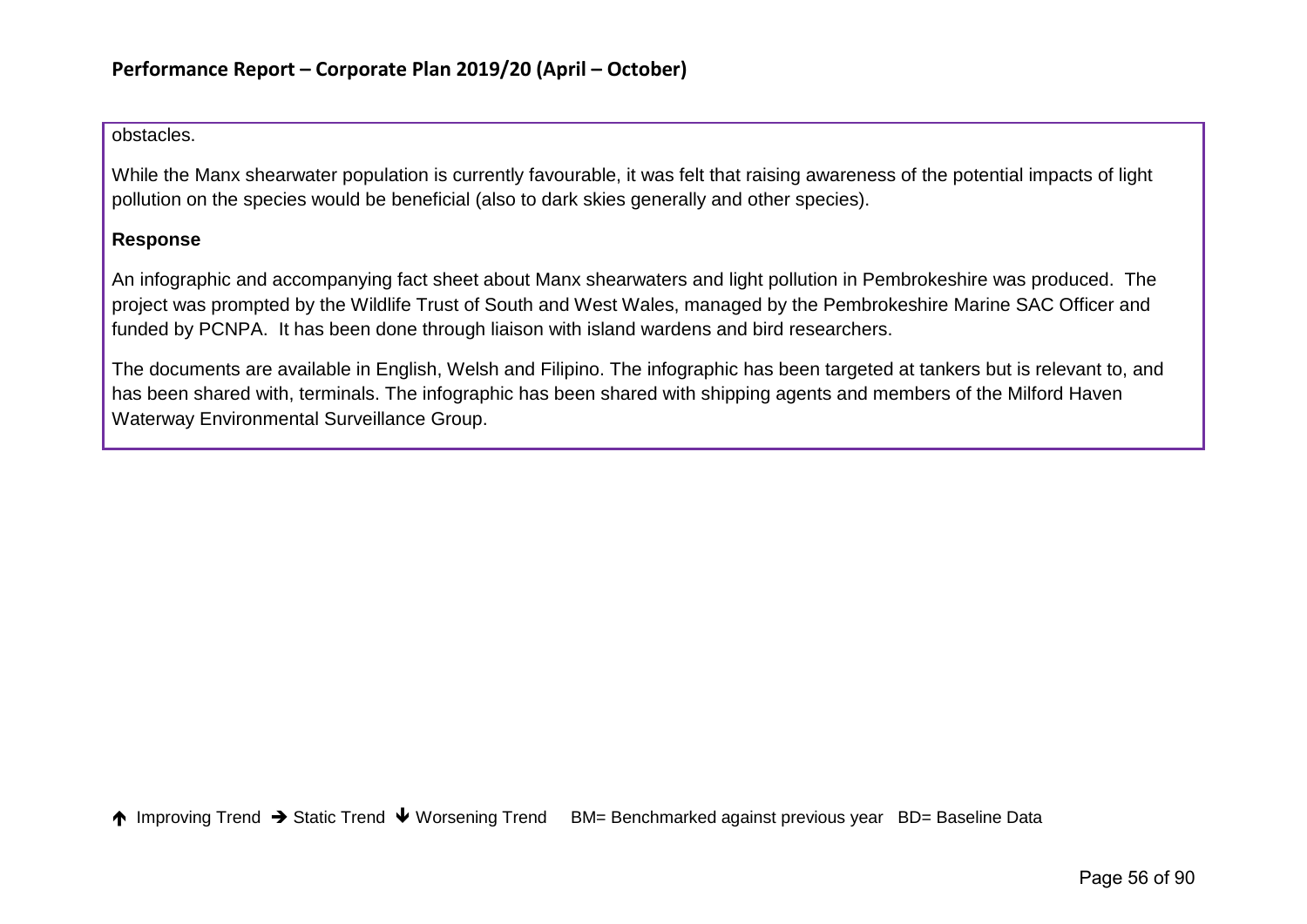obstacles.

While the Manx shearwater population is currently favourable, it was felt that raising awareness of the potential impacts of light pollution on the species would be beneficial (also to dark skies generally and other species).

**Response**

An infographic and accompanying fact sheet about Manx shearwaters and light pollution in Pembrokeshire was produced. The project was prompted by the Wildlife Trust of South and West Wales, managed by the Pembrokeshire Marine SAC Officer and funded by PCNPA. It has been done through liaison with island wardens and bird researchers.

The documents are available in English, Welsh and Filipino. The infographic has been targeted at tankers but is relevant to, and has been shared with, terminals. The infographic has been shared with shipping agents and members of the Milford Haven Waterway Environmental Surveillance Group.

↑ Improving Trend → Static Trend ↓ Worsening Trend BM= Benchmarked against previous year BD= Baseline Data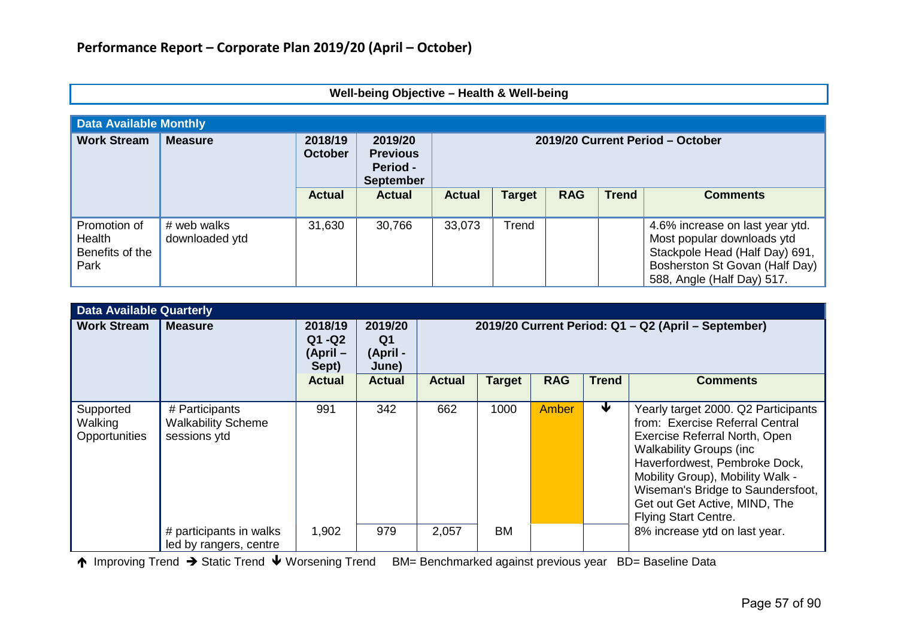## Performance Report – Corporate Plan 2019/20 (April – October)

### Well-being Objective – Health & Well-being

**Data Available Monthly**

| Work Stream | Measure | 2018/19 October | 2019/20 Previous Period - September | 2019/20 Current Period – October | | | | |
|---|---|---|---|---|---|---|---|---|
| | | Actual | Actual | Actual | Target | RAG | Trend | Comments |
| Promotion of Health Benefits of the Park | # web walks downloaded ytd | 31,630 | 30,766 | 33,073 | Trend | | | 4.6% increase on last year ytd. Most popular downloads ytd Stackpole Head (Half Day) 691, Bosherston St Govan (Half Day) 588, Angle (Half Day) 517. |

**Data Available Quarterly**

| Work Stream | Measure | 2018/19 Q1 -Q2 (April – Sept) | 2019/20 Q1 (April - June) | 2019/20 Current Period: Q1 – Q2 (April – September) | | | | |
|---|---|---|---|---|---|---|---|---|
| | | Actual | Actual | Actual | Target | RAG | Trend | Comments |
| Supported Walking Opportunities | # Participants Walkability Scheme sessions ytd | 991 | 342 | 662 | 1000 | Amber | ↓ | Yearly target 2000. Q2 Participants from: Exercise Referral Central Exercise Referral North, Open Walkability Groups (inc Haverfordwest, Pembroke Dock, Mobility Group), Mobility Walk - Wiseman's Bridge to Saundersfoot, Get out Get Active, MIND, The Flying Start Centre. |
| | # participants in walks led by rangers, centre | 1,902 | 979 | 2,057 | BM | | | 8% increase ytd on last year. |

↑ Improving Trend → Static Trend ↓ Worsening Trend BM= Benchmarked against previous year BD= Baseline Data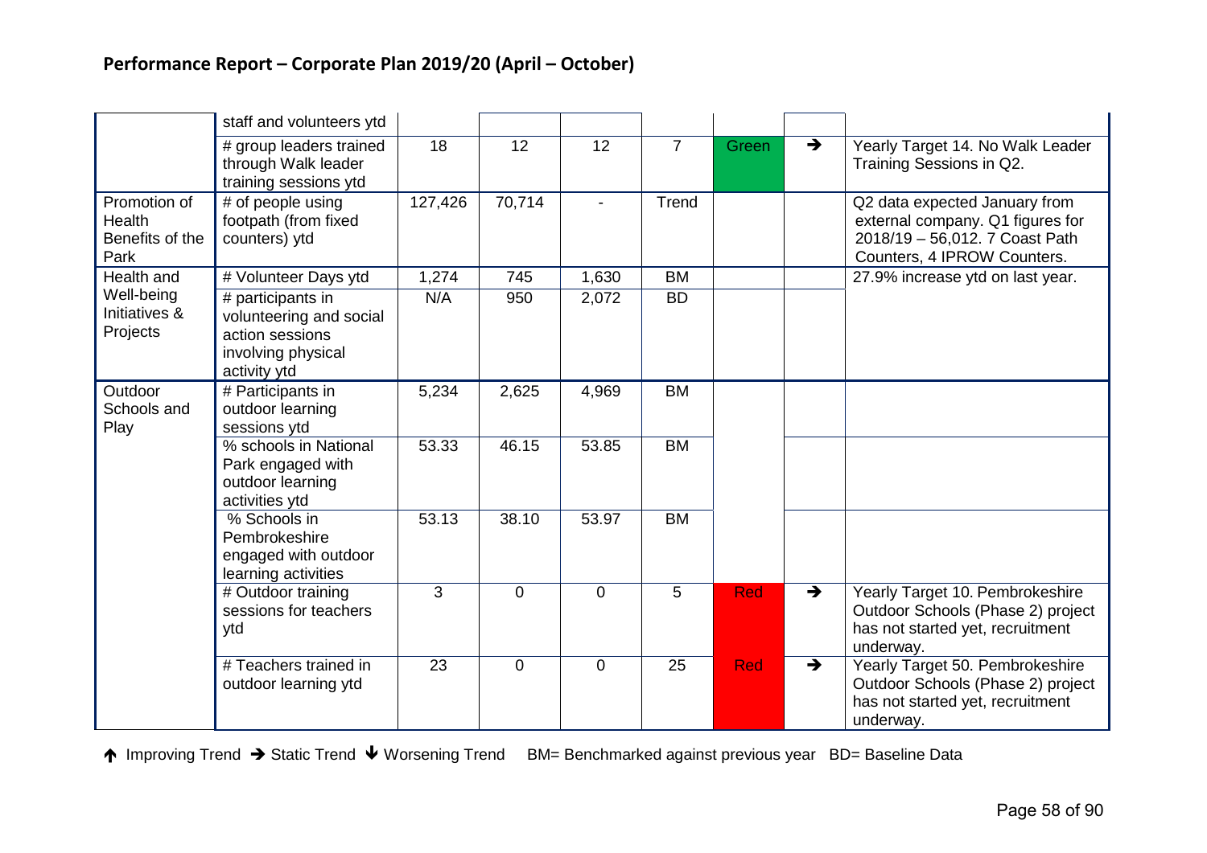## Performance Report – Corporate Plan 2019/20 (April – October)

| | | | | | | | | |
|---|---|---|---|---|---|---|---|---|
| | staff and volunteers ytd | | | | | | | |
| | # group leaders trained through Walk leader training sessions ytd | 18 | 12 | 12 | 7 | Green | → | Yearly Target 14. No Walk Leader Training Sessions in Q2. |
| Promotion of Health Benefits of the Park | # of people using footpath (from fixed counters) ytd | 127,426 | 70,714 | - | Trend | | | Q2 data expected January from external company. Q1 figures for 2018/19 – 56,012. 7 Coast Path Counters, 4 IPROW Counters. |
| Health and Well-being Initiatives & Projects | # Volunteer Days ytd | 1,274 | 745 | 1,630 | BM | | | 27.9% increase ytd on last year. |
| | # participants in volunteering and social action sessions involving physical activity ytd | N/A | 950 | 2,072 | BD | | | |
| Outdoor Schools and Play | # Participants in outdoor learning sessions ytd | 5,234 | 2,625 | 4,969 | BM | | | |
| | % schools in National Park engaged with outdoor learning activities ytd | 53.33 | 46.15 | 53.85 | BM | | | |
| | % Schools in Pembrokeshire engaged with outdoor learning activities | 53.13 | 38.10 | 53.97 | BM | | | |
| | # Outdoor training sessions for teachers ytd | 3 | 0 | 0 | 5 | Red | → | Yearly Target 10. Pembrokeshire Outdoor Schools (Phase 2) project has not started yet, recruitment underway. |
| | # Teachers trained in outdoor learning ytd | 23 | 0 | 0 | 25 | Red | → | Yearly Target 50. Pembrokeshire Outdoor Schools (Phase 2) project has not started yet, recruitment underway. |

↑ Improving Trend → Static Trend ↓ Worsening Trend BM= Benchmarked against previous year BD= Baseline Data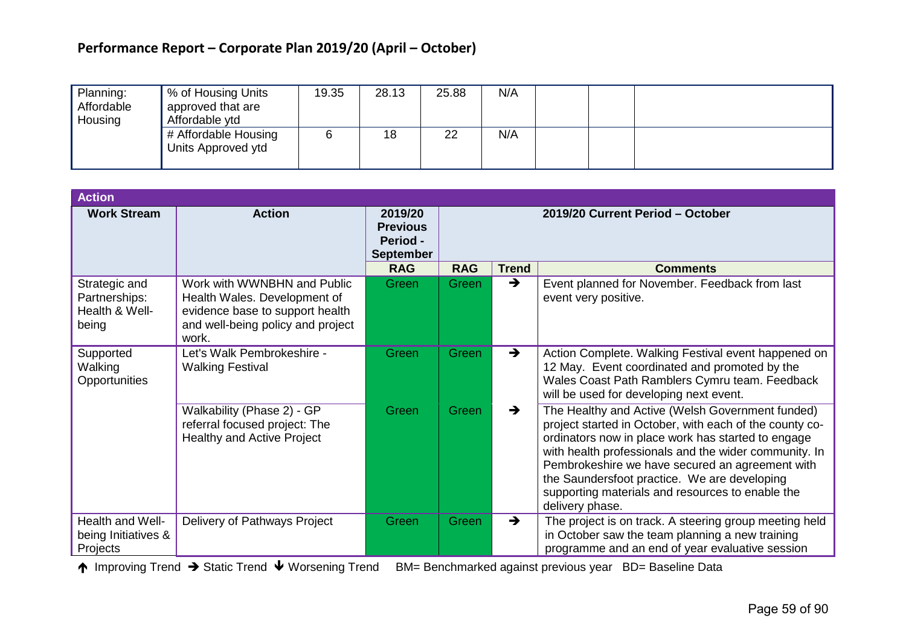## Performance Report – Corporate Plan 2019/20 (April – October)

| | | | | | | | | |
|---|---|---|---|---|---|---|---|---|
| Planning: Affordable Housing | % of Housing Units approved that are Affordable ytd | 19.35 | 28.13 | 25.88 | N/A | | | |
| | # Affordable Housing Units Approved ytd | 6 | 18 | 22 | N/A | | | |

**Action**

| Work Stream | Action | 2019/20 Previous Period - September | 2019/20 Current Period – October | | |
|---|---|---|---|---|---|
| | | RAG | RAG | Trend | Comments |
| Strategic and Partnerships: Health & Well-being | Work with WWNBHN and Public Health Wales. Development of evidence base to support health and well-being policy and project work. | Green | Green | → | Event planned for November. Feedback from last event very positive. |
| Supported Walking Opportunities | Let's Walk Pembrokeshire - Walking Festival | Green | Green | → | Action Complete. Walking Festival event happened on 12 May. Event coordinated and promoted by the Wales Coast Path Ramblers Cymru team. Feedback will be used for developing next event. |
| | Walkability (Phase 2) - GP referral focused project: The Healthy and Active Project | Green | Green | → | The Healthy and Active (Welsh Government funded) project started in October, with each of the county co-ordinators now in place work has started to engage with health professionals and the wider community. In Pembrokeshire we have secured an agreement with the Saundersfoot practice. We are developing supporting materials and resources to enable the delivery phase. |
| Health and Well-being Initiatives & Projects | Delivery of Pathways Project | Green | Green | → | The project is on track. A steering group meeting held in October saw the team planning a new training programme and an end of year evaluative session |

↑ Improving Trend → Static Trend ↓ Worsening Trend BM= Benchmarked against previous year BD= Baseline Data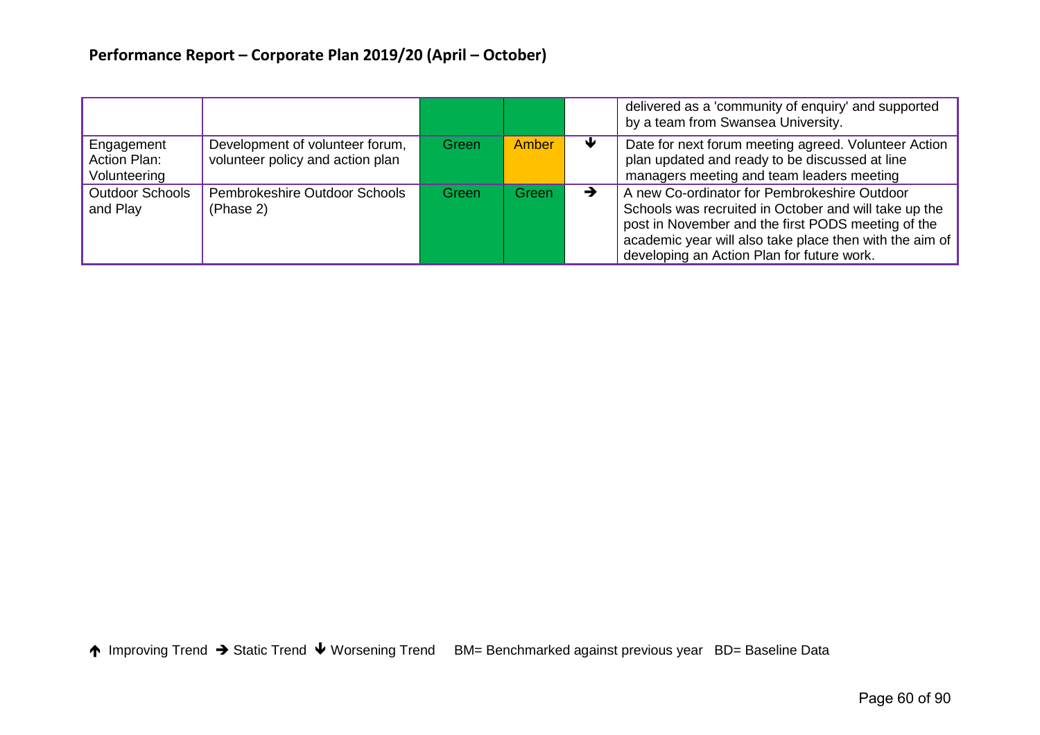| | | | | | |
|---|---|---|---|---|---|
| | | | | | delivered as a 'community of enquiry' and supported by a team from Swansea University. |
| Engagement Action Plan: Volunteering | Development of volunteer forum, volunteer policy and action plan | Green | Amber | ↓ | Date for next forum meeting agreed. Volunteer Action plan updated and ready to be discussed at line managers meeting and team leaders meeting |
| Outdoor Schools and Play | Pembrokeshire Outdoor Schools (Phase 2) | Green | Green | → | A new Co-ordinator for Pembrokeshire Outdoor Schools was recruited in October and will take up the post in November and the first PODS meeting of the academic year will also take place then with the aim of developing an Action Plan for future work. |

↑ Improving Trend → Static Trend ↓ Worsening Trend BM= Benchmarked against previous year BD= Baseline Data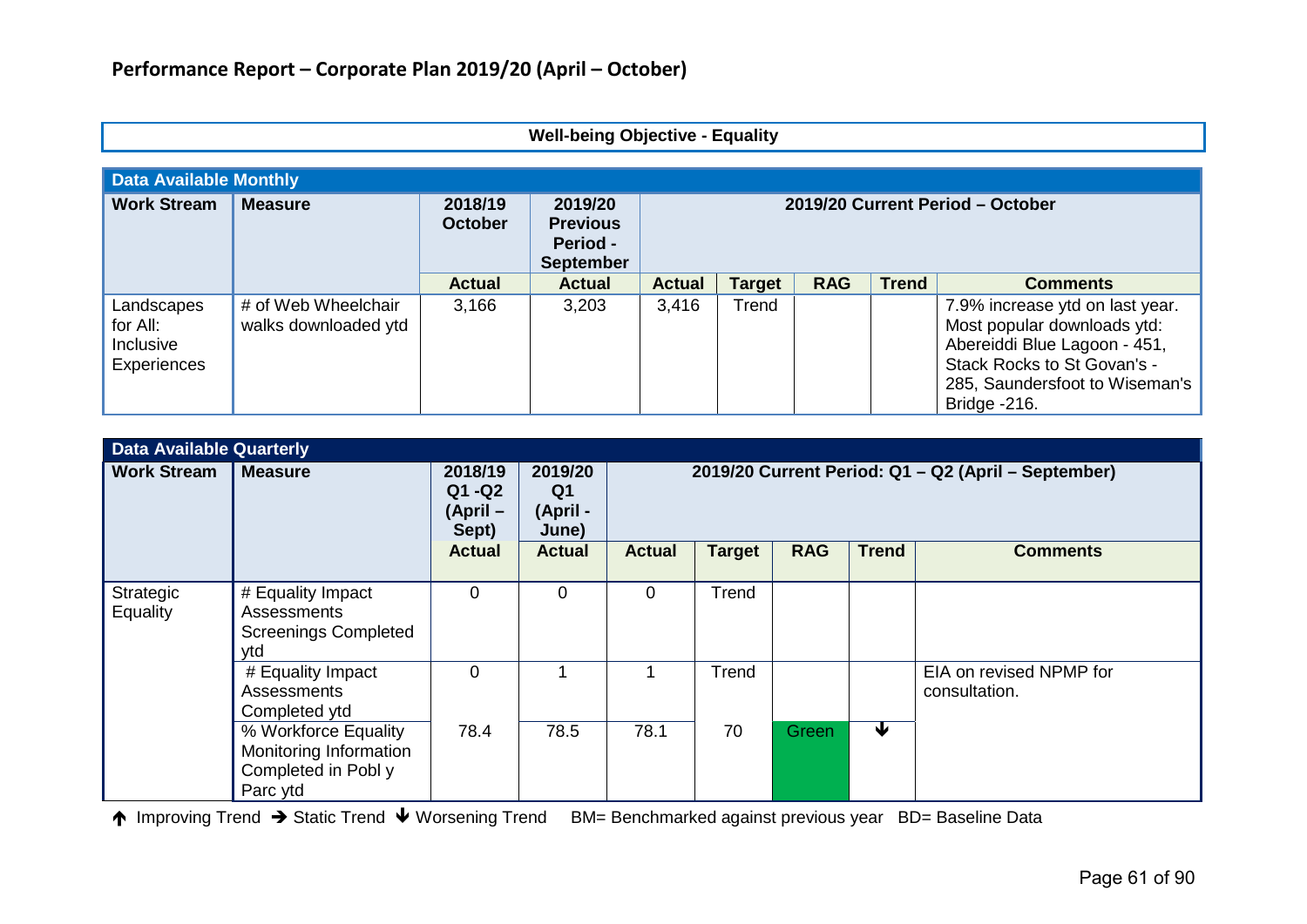## Performance Report – Corporate Plan 2019/20 (April – October)

**Well-being Objective - Equality**

| Data Available Monthly | | | | | | | | |
|---|---|---|---|---|---|---|---|---|
| **Work Stream** | **Measure** | **2018/19 October** | **2019/20 Previous Period - September** | **2019/20 Current Period – October** | | | | |
| | | **Actual** | **Actual** | **Actual** | **Target** | **RAG** | **Trend** | **Comments** |
| Landscapes for All: Inclusive Experiences | # of Web Wheelchair walks downloaded ytd | 3,166 | 3,203 | 3,416 | Trend | | | 7.9% increase ytd on last year. Most popular downloads ytd: Abereiddi Blue Lagoon - 451, Stack Rocks to St Govan's - 285, Saundersfoot to Wiseman's Bridge -216. |

| Data Available Quarterly | | | | | | | | |
|---|---|---|---|---|---|---|---|---|
| **Work Stream** | **Measure** | **2018/19 Q1 -Q2 (April – Sept)** | **2019/20 Q1 (April - June)** | **2019/20 Current Period: Q1 – Q2 (April – September)** | | | | |
| | | **Actual** | **Actual** | **Actual** | **Target** | **RAG** | **Trend** | **Comments** |
| Strategic Equality | # Equality Impact Assessments Screenings Completed ytd | 0 | 0 | 0 | Trend | | | |
| | # Equality Impact Assessments Completed ytd | 0 | 1 | 1 | Trend | | | EIA on revised NPMP for consultation. |
| | % Workforce Equality Monitoring Information Completed in Pobl y Parc ytd | 78.4 | 78.5 | 78.1 | 70 | Green | ↓ | |

↑ Improving Trend → Static Trend ↓ Worsening Trend BM= Benchmarked against previous year BD= Baseline Data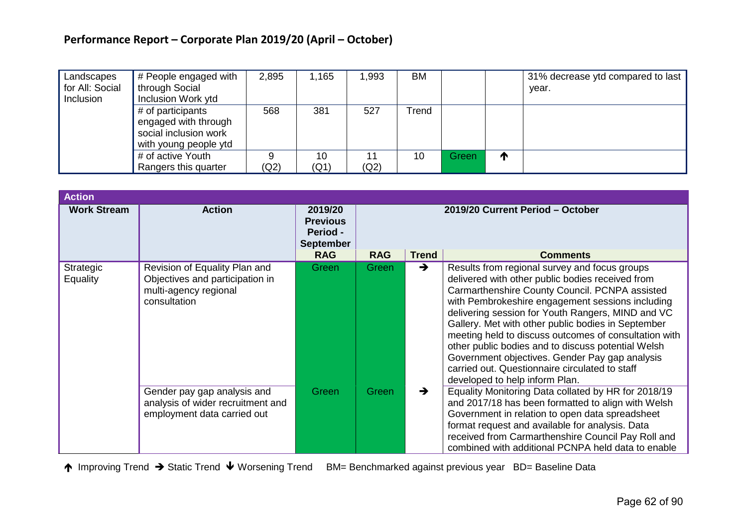## Performance Report – Corporate Plan 2019/20 (April – October)

| | | | | | | | | |
|---|---|---|---|---|---|---|---|---|
| Landscapes for All: Social Inclusion | # People engaged with through Social Inclusion Work ytd | 2,895 | 1,165 | 1,993 | BM | | | 31% decrease ytd compared to last year. |
| | # of participants engaged with through social inclusion work with young people ytd | 568 | 381 | 527 | Trend | | | |
| | # of active Youth Rangers this quarter | 9 (Q2) | 10 (Q1) | 11 (Q2) | 10 | Green | ↑ | |

| Action | | | | | |
|---|---|---|---|---|---|
| **Work Stream** | **Action** | **2019/20 Previous Period - September** | **2019/20 Current Period – October** | | |
| | | **RAG** | **RAG** | **Trend** | **Comments** |
| Strategic Equality | Revision of Equality Plan and Objectives and participation in multi-agency regional consultation | Green | Green | → | Results from regional survey and focus groups delivered with other public bodies received from Carmarthenshire County Council. PCNPA assisted with Pembrokeshire engagement sessions including delivering session for Youth Rangers, MIND and VC Gallery. Met with other public bodies in September meeting held to discuss outcomes of consultation with other public bodies and to discuss potential Welsh Government objectives. Gender Pay gap analysis carried out. Questionnaire circulated to staff developed to help inform Plan. |
| | Gender pay gap analysis and analysis of wider recruitment and employment data carried out | Green | Green | → | Equality Monitoring Data collated by HR for 2018/19 and 2017/18 has been formatted to align with Welsh Government in relation to open data spreadsheet format request and available for analysis. Data received from Carmarthenshire Council Pay Roll and combined with additional PCNPA held data to enable |

↑ Improving Trend → Static Trend ↓ Worsening Trend BM= Benchmarked against previous year BD= Baseline Data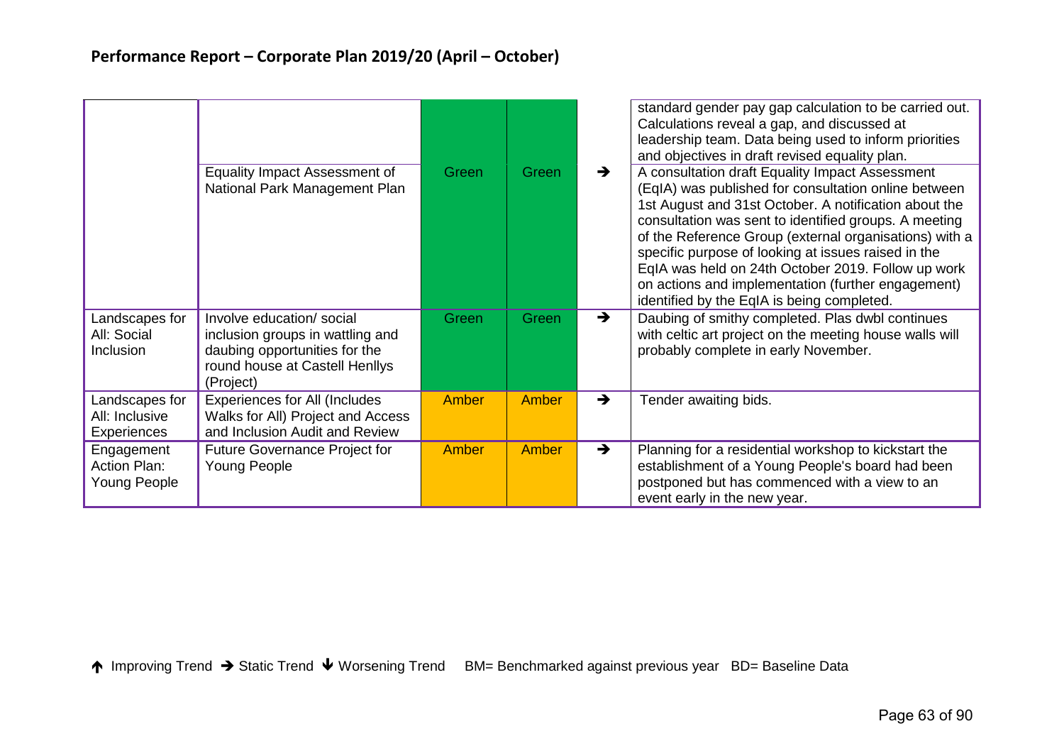## Performance Report – Corporate Plan 2019/20 (April – October)

| | | | | | |
|---|---|---|---|---|---|
| | | | | | standard gender pay gap calculation to be carried out. Calculations reveal a gap, and discussed at leadership team. Data being used to inform priorities and objectives in draft revised equality plan. |
| | Equality Impact Assessment of National Park Management Plan | Green | Green | ➔ | A consultation draft Equality Impact Assessment (EqIA) was published for consultation online between 1st August and 31st October. A notification about the consultation was sent to identified groups. A meeting of the Reference Group (external organisations) with a specific purpose of looking at issues raised in the EqIA was held on 24th October 2019. Follow up work on actions and implementation (further engagement) identified by the EqIA is being completed. |
| Landscapes for All: Social Inclusion | Involve education/ social inclusion groups in wattling and daubing opportunities for the round house at Castell Henllys (Project) | Green | Green | ➔ | Daubing of smithy completed. Plas dwbl continues with celtic art project on the meeting house walls will probably complete in early November. |
| Landscapes for All: Inclusive Experiences | Experiences for All (Includes Walks for All) Project and Access and Inclusion Audit and Review | Amber | Amber | ➔ | Tender awaiting bids. |
| Engagement Action Plan: Young People | Future Governance Project for Young People | Amber | Amber | ➔ | Planning for a residential workshop to kickstart the establishment of a Young People's board had been postponed but has commenced with a view to an event early in the new year. |

🡑 Improving Trend ➔ Static Trend 🡓 Worsening Trend BM= Benchmarked against previous year BD= Baseline Data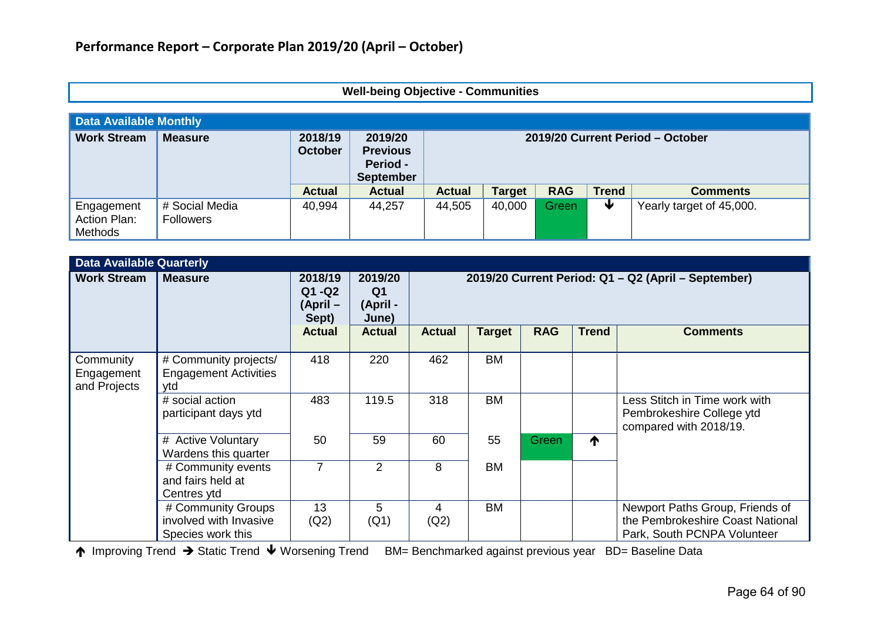## Performance Report – Corporate Plan 2019/20 (April – October)

**Well-being Objective - Communities**

| Data Available Monthly | | | | | | | | |
|---|---|---|---|---|---|---|---|---|
| **Work Stream** | **Measure** | **2018/19 October** | **2019/20 Previous Period - September** | **2019/20 Current Period – October** | | | | |
| | | **Actual** | **Actual** | **Actual** | **Target** | **RAG** | **Trend** | **Comments** |
| Engagement Action Plan: Methods | # Social Media Followers | 40,994 | 44,257 | 44,505 | 40,000 | Green | ↓ | Yearly target of 45,000. |

| Data Available Quarterly | | | | | | | | |
|---|---|---|---|---|---|---|---|---|
| **Work Stream** | **Measure** | **2018/19 Q1 -Q2 (April – Sept)** | **2019/20 Q1 (April - June)** | **2019/20 Current Period: Q1 – Q2 (April – September)** | | | | |
| | | **Actual** | **Actual** | **Actual** | **Target** | **RAG** | **Trend** | **Comments** |
| Community Engagement and Projects | # Community projects/ Engagement Activities ytd | 418 | 220 | 462 | BM | | | |
| | # social action participant days ytd | 483 | 119.5 | 318 | BM | | | Less Stitch in Time work with Pembrokeshire College ytd compared with 2018/19. |
| | # Active Voluntary Wardens this quarter | 50 | 59 | 60 | 55 | Green | ↑ | |
| | # Community events and fairs held at Centres ytd | 7 | 2 | 8 | BM | | | |
| | # Community Groups involved with Invasive Species work this | 13 (Q2) | 5 (Q1) | 4 (Q2) | BM | | | Newport Paths Group, Friends of the Pembrokeshire Coast National Park, South PCNPA Volunteer |

↑ Improving Trend → Static Trend ↓ Worsening Trend BM= Benchmarked against previous year BD= Baseline Data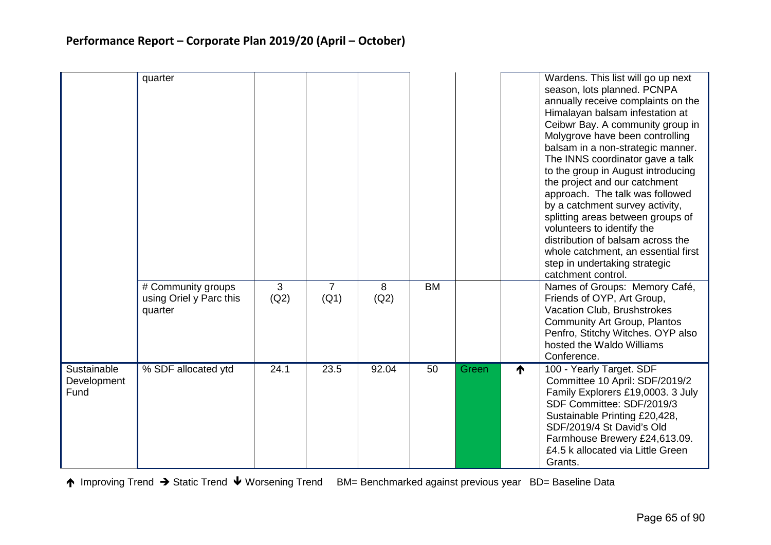## Performance Report – Corporate Plan 2019/20 (April – October)

| | | | | | | | | |
|---|---|---|---|---|---|---|---|---|
| | quarter | | | | | | | Wardens. This list will go up next season, lots planned. PCNPA annually receive complaints on the Himalayan balsam infestation at Ceibwr Bay. A community group in Molygrove have been controlling balsam in a non-strategic manner. The INNS coordinator gave a talk to the group in August introducing the project and our catchment approach. The talk was followed by a catchment survey activity, splitting areas between groups of volunteers to identify the distribution of balsam across the whole catchment, an essential first step in undertaking strategic catchment control. |
| | # Community groups using Oriel y Parc this quarter | 3 (Q2) | 7 (Q1) | 8 (Q2) | BM | | | Names of Groups: Memory Café, Friends of OYP, Art Group, Vacation Club, Brushstrokes Community Art Group, Plantos Penfro, Stitchy Witches. OYP also hosted the Waldo Williams Conference. |
| Sustainable Development Fund | % SDF allocated ytd | 24.1 | 23.5 | 92.04 | 50 | Green | ↑ | 100 - Yearly Target. SDF Committee 10 April: SDF/2019/2 Family Explorers £19,0003. 3 July SDF Committee: SDF/2019/3 Sustainable Printing £20,428, SDF/2019/4 St David's Old Farmhouse Brewery £24,613.09. £4.5 k allocated via Little Green Grants. |

↑ Improving Trend → Static Trend ↓ Worsening Trend  BM= Benchmarked against previous year  BD= Baseline Data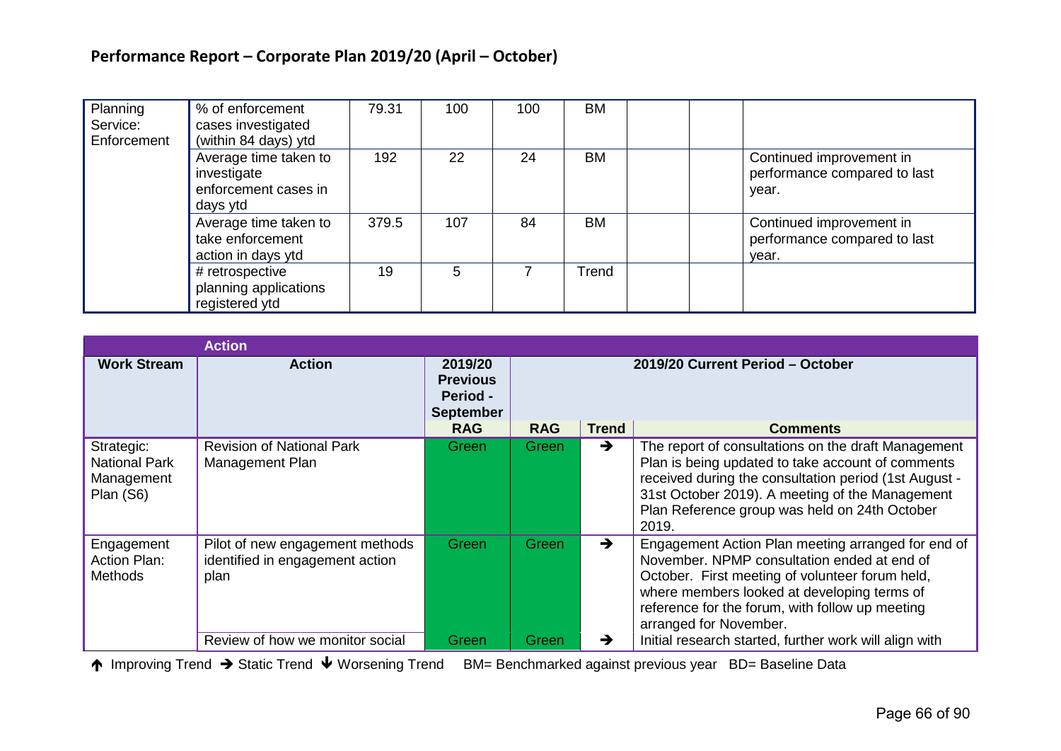## Performance Report – Corporate Plan 2019/20 (April – October)

| | | | | | | | | |
|---|---|---|---|---|---|---|---|---|
| Planning Service: Enforcement | % of enforcement cases investigated (within 84 days) ytd | 79.31 | 100 | 100 | BM | | | |
| | Average time taken to investigate enforcement cases in days ytd | 192 | 22 | 24 | BM | | | Continued improvement in performance compared to last year. |
| | Average time taken to take enforcement action in days ytd | 379.5 | 107 | 84 | BM | | | Continued improvement in performance compared to last year. |
| | # retrospective planning applications registered ytd | 19 | 5 | 7 | Trend | | | |

| | **Action** | | | | |
|---|---|---|---|---|---|
| **Work Stream** | **Action** | **2019/20 Previous Period - September** | **2019/20 Current Period – October** | | |
| | | **RAG** | **RAG** | **Trend** | **Comments** |
| Strategic: National Park Management Plan (S6) | Revision of National Park Management Plan | Green | Green | → | The report of consultations on the draft Management Plan is being updated to take account of comments received during the consultation period (1st August - 31st October 2019). A meeting of the Management Plan Reference group was held on 24th October 2019. |
| Engagement Action Plan: Methods | Pilot of new engagement methods identified in engagement action plan | Green | Green | → | Engagement Action Plan meeting arranged for end of November. NPMP consultation ended at end of October. First meeting of volunteer forum held, where members looked at developing terms of reference for the forum, with follow up meeting arranged for November. |
| | Review of how we monitor social | Green | Green | → | Initial research started, further work will align with |

↑ Improving Trend → Static Trend ↓ Worsening Trend BM= Benchmarked against previous year BD= Baseline Data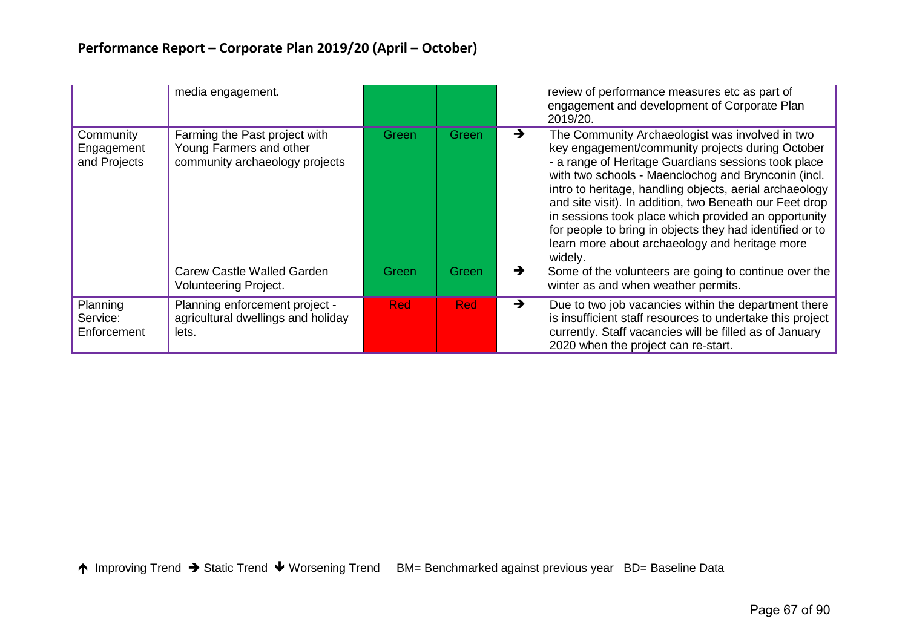## Performance Report – Corporate Plan 2019/20 (April – October)

| | | | | | |
|---|---|---|---|---|---|
| | media engagement. | | | | review of performance measures etc as part of engagement and development of Corporate Plan 2019/20. |
| Community Engagement and Projects | Farming the Past project with Young Farmers and other community archaeology projects | Green | Green | → | The Community Archaeologist was involved in two key engagement/community projects during October - a range of Heritage Guardians sessions took place with two schools - Maenclochog and Brynconin (incl. intro to heritage, handling objects, aerial archaeology and site visit). In addition, two Beneath our Feet drop in sessions took place which provided an opportunity for people to bring in objects they had identified or to learn more about archaeology and heritage more widely. |
| | Carew Castle Walled Garden Volunteering Project. | Green | Green | → | Some of the volunteers are going to continue over the winter as and when weather permits. |
| Planning Service: Enforcement | Planning enforcement project - agricultural dwellings and holiday lets. | Red | Red | → | Due to two job vacancies within the department there is insufficient staff resources to undertake this project currently. Staff vacancies will be filled as of January 2020 when the project can re-start. |

↑ Improving Trend → Static Trend ↓ Worsening Trend BM= Benchmarked against previous year BD= Baseline Data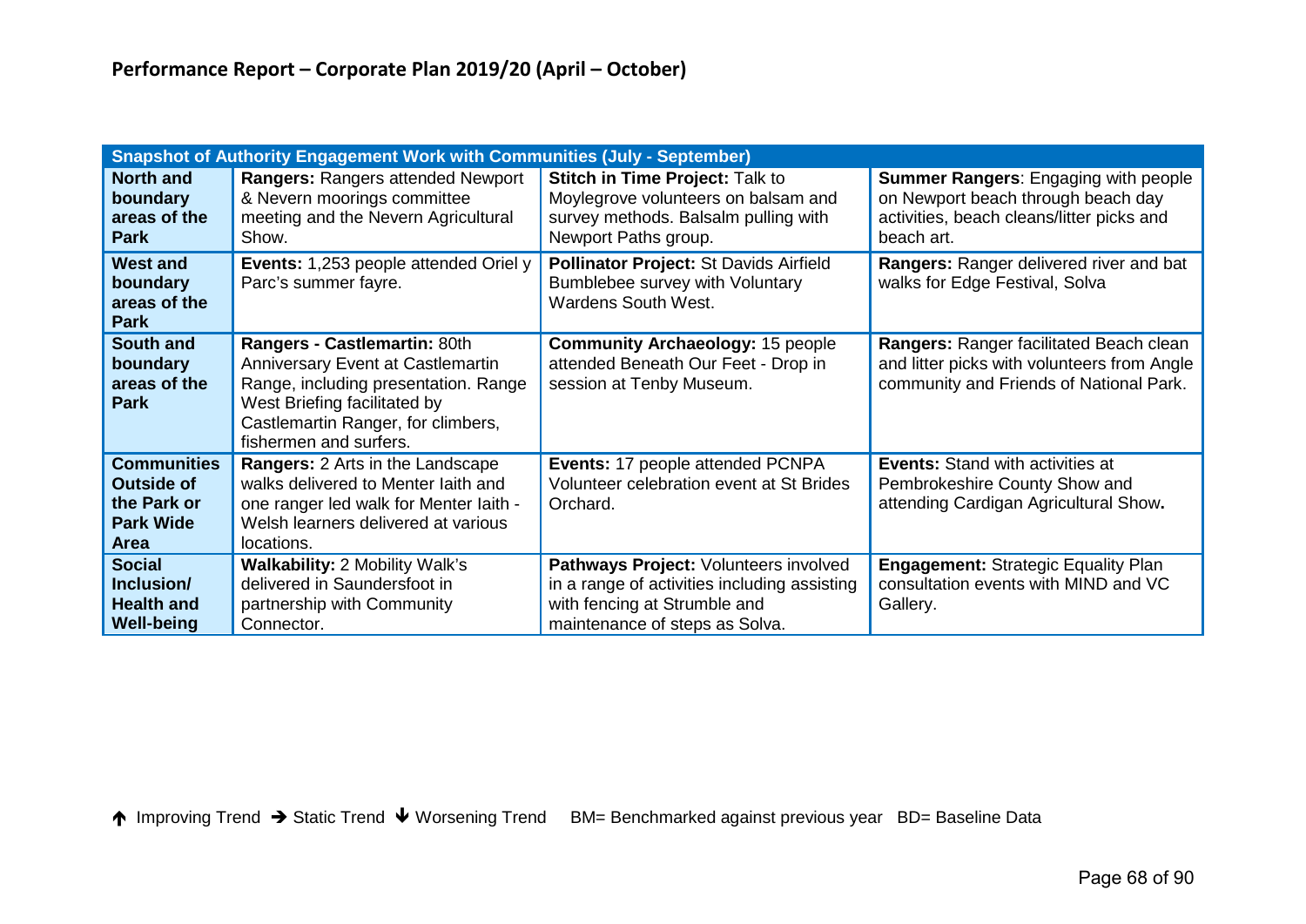## Performance Report – Corporate Plan 2019/20 (April – October)

| Snapshot of Authority Engagement Work with Communities (July - September) | | | |
|---|---|---|---|
| **North and boundary areas of the Park** | **Rangers:** Rangers attended Newport & Nevern moorings committee meeting and the Nevern Agricultural Show. | **Stitch in Time Project:** Talk to Moylegrove volunteers on balsam and survey methods. Balsalm pulling with Newport Paths group. | **Summer Rangers**: Engaging with people on Newport beach through beach day activities, beach cleans/litter picks and beach art. |
| **West and boundary areas of the Park** | **Events:** 1,253 people attended Oriel y Parc's summer fayre. | **Pollinator Project:** St Davids Airfield Bumblebee survey with Voluntary Wardens South West. | **Rangers:** Ranger delivered river and bat walks for Edge Festival, Solva |
| **South and boundary areas of the Park** | **Rangers - Castlemartin:** 80th Anniversary Event at Castlemartin Range, including presentation. Range West Briefing facilitated by Castlemartin Ranger, for climbers, fishermen and surfers. | **Community Archaeology:** 15 people attended Beneath Our Feet - Drop in session at Tenby Museum. | **Rangers:** Ranger facilitated Beach clean and litter picks with volunteers from Angle community and Friends of National Park. |
| **Communities Outside of the Park or Park Wide Area** | **Rangers:** 2 Arts in the Landscape walks delivered to Menter Iaith and one ranger led walk for Menter Iaith - Welsh learners delivered at various locations. | **Events:** 17 people attended PCNPA Volunteer celebration event at St Brides Orchard. | **Events:** Stand with activities at Pembrokeshire County Show and attending Cardigan Agricultural Show**.** |
| **Social Inclusion/ Health and Well-being** | **Walkability:** 2 Mobility Walk's delivered in Saundersfoot in partnership with Community Connector. | **Pathways Project:** Volunteers involved in a range of activities including assisting with fencing at Strumble and maintenance of steps as Solva. | **Engagement:** Strategic Equality Plan consultation events with MIND and VC Gallery. |

↑ Improving Trend → Static Trend ↓ Worsening Trend BM= Benchmarked against previous year BD= Baseline Data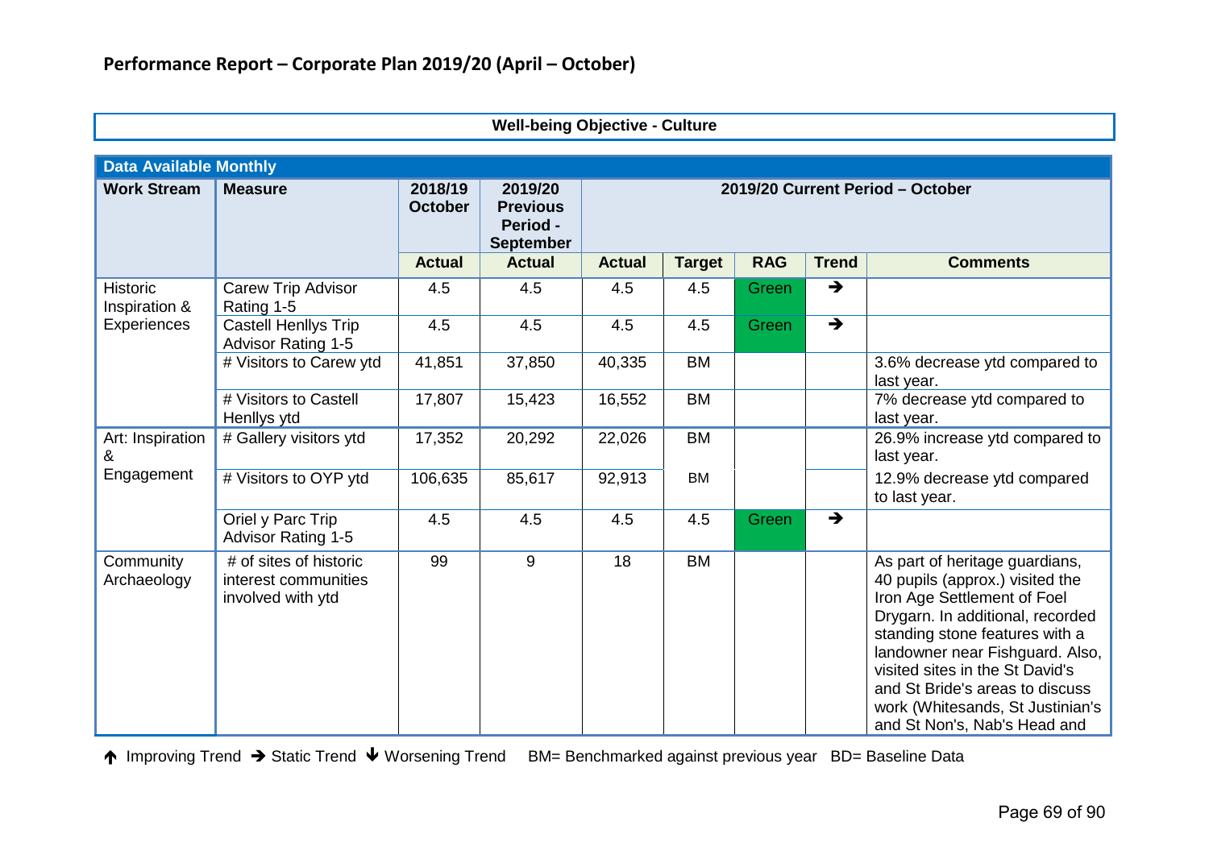## Performance Report – Corporate Plan 2019/20 (April – October)

**Well-being Objective - Culture**

| Data Available Monthly | | | | | | | | |
|---|---|---|---|---|---|---|---|---|
| **Work Stream** | **Measure** | **2018/19 October** | **2019/20 Previous Period - September** | **2019/20 Current Period – October** | | | | |
| | | **Actual** | **Actual** | **Actual** | **Target** | **RAG** | **Trend** | **Comments** |
| Historic Inspiration & Experiences | Carew Trip Advisor Rating 1-5 | 4.5 | 4.5 | 4.5 | 4.5 | Green | → | |
| | Castell Henllys Trip Advisor Rating 1-5 | 4.5 | 4.5 | 4.5 | 4.5 | Green | → | |
| | # Visitors to Carew ytd | 41,851 | 37,850 | 40,335 | BM | | | 3.6% decrease ytd compared to last year. |
| | # Visitors to Castell Henllys ytd | 17,807 | 15,423 | 16,552 | BM | | | 7% decrease ytd compared to last year. |
| Art: Inspiration & Engagement | # Gallery visitors ytd | 17,352 | 20,292 | 22,026 | BM | | | 26.9% increase ytd compared to last year. |
| | # Visitors to OYP ytd | 106,635 | 85,617 | 92,913 | BM | | | 12.9% decrease ytd compared to last year. |
| | Oriel y Parc Trip Advisor Rating 1-5 | 4.5 | 4.5 | 4.5 | 4.5 | Green | → | |
| Community Archaeology | # of sites of historic interest communities involved with ytd | 99 | 9 | 18 | BM | | | As part of heritage guardians, 40 pupils (approx.) visited the Iron Age Settlement of Foel Drygarn. In additional, recorded standing stone features with a landowner near Fishguard. Also, visited sites in the St David's and St Bride's areas to discuss work (Whitesands, St Justinian's and St Non's, Nab's Head and |

↑ Improving Trend → Static Trend ↓ Worsening Trend BM= Benchmarked against previous year BD= Baseline Data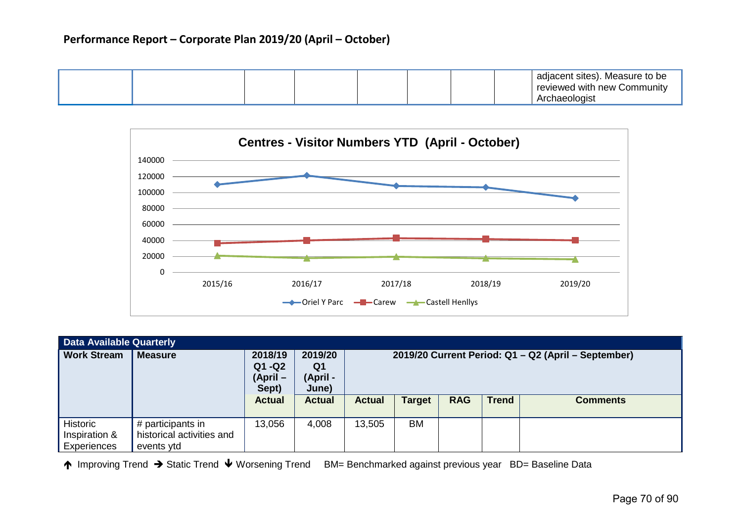## Performance Report – Corporate Plan 2019/20 (April – October)

| | | | | | | | | |
|---|---|---|---|---|---|---|---|---|
| | | | | | | | | adjacent sites). Measure to be reviewed with new Community Archaeologist |

**Centres - Visitor Numbers YTD (April - October)**

| | 2015/16 | 2016/17 | 2017/18 | 2018/19 | 2019/20 |
|---|---|---|---|---|---|
| Oriel Y Parc | ~110000 | ~121000 | ~108000 | ~107000 | ~93000 |
| Carew | ~37000 | ~40000 | ~43000 | ~42000 | ~40000 |
| Castell Henllys | ~21000 | ~18000 | ~20000 | ~18000 | ~17000 |

| Data Available Quarterly | | | | | | | | |
|---|---|---|---|---|---|---|---|---|
| **Work Stream** | **Measure** | **2018/19 Q1 -Q2 (April – Sept)** | **2019/20 Q1 (April - June)** | **2019/20 Current Period: Q1 – Q2 (April – September)** | | | | |
| | | **Actual** | **Actual** | **Actual** | **Target** | **RAG** | **Trend** | **Comments** |
| Historic Inspiration & Experiences | # participants in historical activities and events ytd | 13,056 | 4,008 | 13,505 | BM | | | |

↑ Improving Trend → Static Trend ↓ Worsening Trend BM= Benchmarked against previous year BD= Baseline Data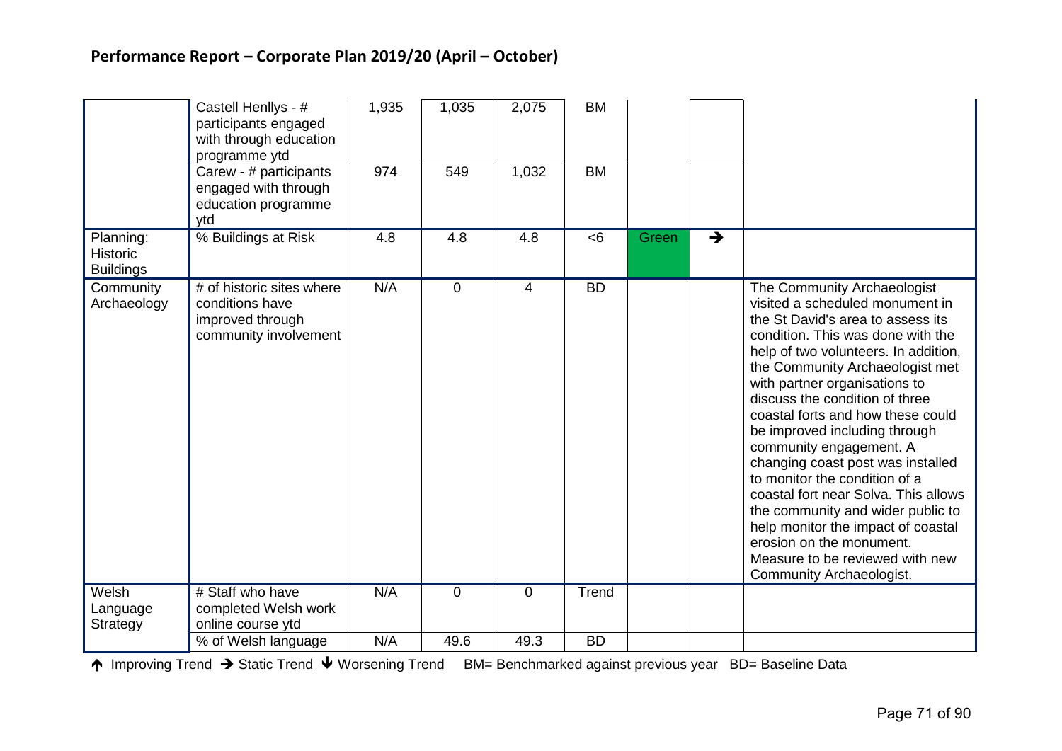## Performance Report – Corporate Plan 2019/20 (April – October)

| | | | | | | | | |
|---|---|---|---|---|---|---|---|---|
| | Castell Henllys - # participants engaged with through education programme ytd | 1,935 | 1,035 | 2,075 | BM | | | |
| | Carew - # participants engaged with through education programme ytd | 974 | 549 | 1,032 | BM | | | |
| Planning: Historic Buildings | % Buildings at Risk | 4.8 | 4.8 | 4.8 | <6 | Green | → | |
| Community Archaeology | # of historic sites where conditions have improved through community involvement | N/A | 0 | 4 | BD | | | The Community Archaeologist visited a scheduled monument in the St David's area to assess its condition. This was done with the help of two volunteers. In addition, the Community Archaeologist met with partner organisations to discuss the condition of three coastal forts and how these could be improved including through community engagement. A changing coast post was installed to monitor the condition of a coastal fort near Solva. This allows the community and wider public to help monitor the impact of coastal erosion on the monument. Measure to be reviewed with new Community Archaeologist. |
| Welsh Language Strategy | # Staff who have completed Welsh work online course ytd | N/A | 0 | 0 | Trend | | | |
| | % of Welsh language | N/A | 49.6 | 49.3 | BD | | | |

↑ Improving Trend → Static Trend ↓ Worsening Trend BM= Benchmarked against previous year BD= Baseline Data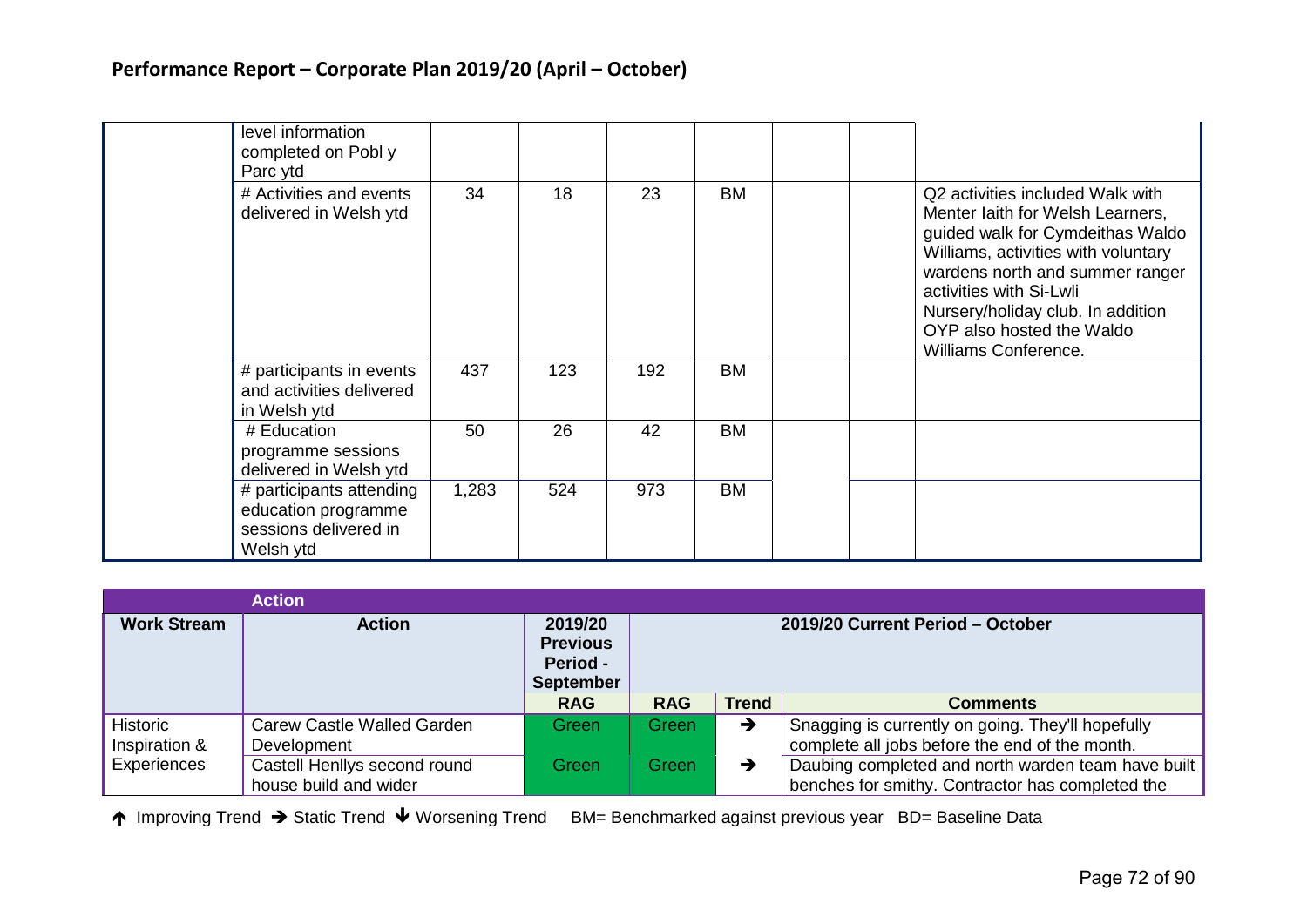## Performance Report – Corporate Plan 2019/20 (April – October)

| | | | | | | | | |
|---|---|---|---|---|---|---|---|---|
| | level information completed on Pobl y Parc ytd | | | | | | | |
| | # Activities and events delivered in Welsh ytd | 34 | 18 | 23 | BM | | | Q2 activities included Walk with Menter Iaith for Welsh Learners, guided walk for Cymdeithas Waldo Williams, activities with voluntary wardens north and summer ranger activities with Si-Lwli Nursery/holiday club. In addition OYP also hosted the Waldo Williams Conference. |
| | # participants in events and activities delivered in Welsh ytd | 437 | 123 | 192 | BM | | | |
| | # Education programme sessions delivered in Welsh ytd | 50 | 26 | 42 | BM | | | |
| | # participants attending education programme sessions delivered in Welsh ytd | 1,283 | 524 | 973 | BM | | | |

| Action | | | | | |
|---|---|---|---|---|---|
| **Work Stream** | **Action** | **2019/20 Previous Period - September** | **2019/20 Current Period – October** | | |
| | | **RAG** | **RAG** | **Trend** | **Comments** |
| Historic Inspiration & Experiences | Carew Castle Walled Garden Development | Green | Green | ➔ | Snagging is currently on going. They'll hopefully complete all jobs before the end of the month. |
| | Castell Henllys second round house build and wider | Green | Green | ➔ | Daubing completed and north warden team have built benches for smithy. Contractor has completed the |

↑ Improving Trend ➔ Static Trend ↓ Worsening Trend BM= Benchmarked against previous year BD= Baseline Data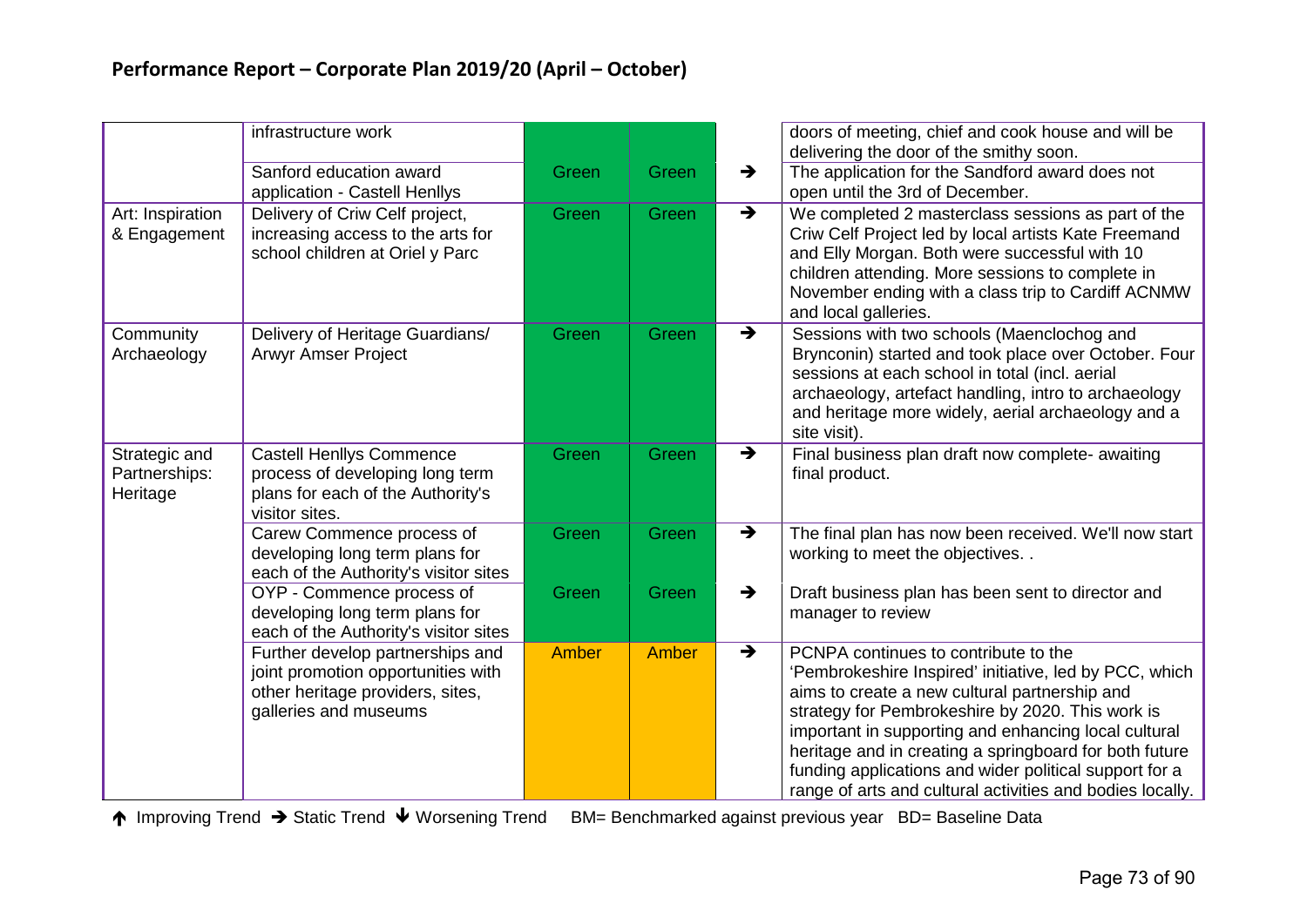## Performance Report – Corporate Plan 2019/20 (April – October)

| | | | | | |
|---|---|---|---|---|---|
| | infrastructure work | | | | doors of meeting, chief and cook house and will be delivering the door of the smithy soon. |
| | Sanford education award application - Castell Henllys | Green | Green | ➔ | The application for the Sandford award does not open until the 3rd of December. |
| Art: Inspiration & Engagement | Delivery of Criw Celf project, increasing access to the arts for school children at Oriel y Parc | Green | Green | ➔ | We completed 2 masterclass sessions as part of the Criw Celf Project led by local artists Kate Freemand and Elly Morgan. Both were successful with 10 children attending. More sessions to complete in November ending with a class trip to Cardiff ACNMW and local galleries. |
| Community Archaeology | Delivery of Heritage Guardians/ Arwyr Amser Project | Green | Green | ➔ | Sessions with two schools (Maenclochog and Brynconin) started and took place over October. Four sessions at each school in total (incl. aerial archaeology, artefact handling, intro to archaeology and heritage more widely, aerial archaeology and a site visit). |
| Strategic and Partnerships: Heritage | Castell Henllys Commence process of developing long term plans for each of the Authority's visitor sites. | Green | Green | ➔ | Final business plan draft now complete- awaiting final product. |
| | Carew Commence process of developing long term plans for each of the Authority's visitor sites | Green | Green | ➔ | The final plan has now been received. We'll now start working to meet the objectives. . |
| | OYP - Commence process of developing long term plans for each of the Authority's visitor sites | Green | Green | ➔ | Draft business plan has been sent to director and manager to review |
| | Further develop partnerships and joint promotion opportunities with other heritage providers, sites, galleries and museums | Amber | Amber | ➔ | PCNPA continues to contribute to the 'Pembrokeshire Inspired' initiative, led by PCC, which aims to create a new cultural partnership and strategy for Pembrokeshire by 2020. This work is important in supporting and enhancing local cultural heritage and in creating a springboard for both future funding applications and wider political support for a range of arts and cultural activities and bodies locally. |

🡹 Improving Trend ➔ Static Trend 🡻 Worsening Trend BM= Benchmarked against previous year BD= Baseline Data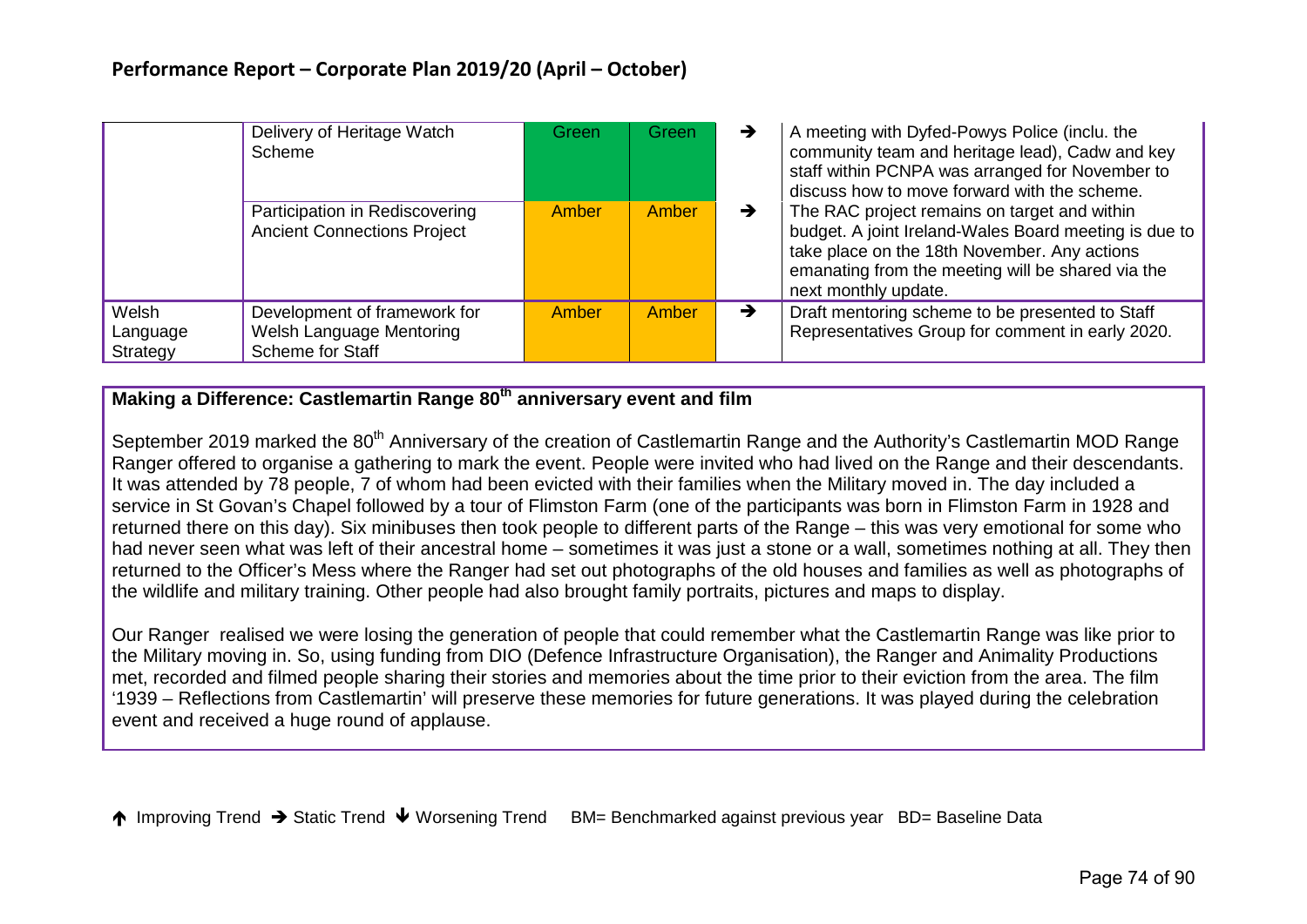| | | | | | |
|---|---|---|---|---|---|
| | Delivery of Heritage Watch Scheme | Green | Green | → | A meeting with Dyfed-Powys Police (inclu. the community team and heritage lead), Cadw and key staff within PCNPA was arranged for November to discuss how to move forward with the scheme. |
| | Participation in Rediscovering Ancient Connections Project | Amber | Amber | → | The RAC project remains on target and within budget. A joint Ireland-Wales Board meeting is due to take place on the 18th November. Any actions emanating from the meeting will be shared via the next monthly update. |
| Welsh Language Strategy | Development of framework for Welsh Language Mentoring Scheme for Staff | Amber | Amber | → | Draft mentoring scheme to be presented to Staff Representatives Group for comment in early 2020. |

**Making a Difference: Castlemartin Range 80th anniversary event and film**

September 2019 marked the 80th Anniversary of the creation of Castlemartin Range and the Authority's Castlemartin MOD Range Ranger offered to organise a gathering to mark the event. People were invited who had lived on the Range and their descendants. It was attended by 78 people, 7 of whom had been evicted with their families when the Military moved in. The day included a service in St Govan's Chapel followed by a tour of Flimston Farm (one of the participants was born in Flimston Farm in 1928 and returned there on this day). Six minibuses then took people to different parts of the Range – this was very emotional for some who had never seen what was left of their ancestral home – sometimes it was just a stone or a wall, sometimes nothing at all. They then returned to the Officer's Mess where the Ranger had set out photographs of the old houses and families as well as photographs of the wildlife and military training. Other people had also brought family portraits, pictures and maps to display.

Our Ranger realised we were losing the generation of people that could remember what the Castlemartin Range was like prior to the Military moving in. So, using funding from DIO (Defence Infrastructure Organisation), the Ranger and Animality Productions met, recorded and filmed people sharing their stories and memories about the time prior to their eviction from the area. The film '1939 – Reflections from Castlemartin' will preserve these memories for future generations. It was played during the celebration event and received a huge round of applause.

↑ Improving Trend → Static Trend ↓ Worsening Trend    BM= Benchmarked against previous year   BD= Baseline Data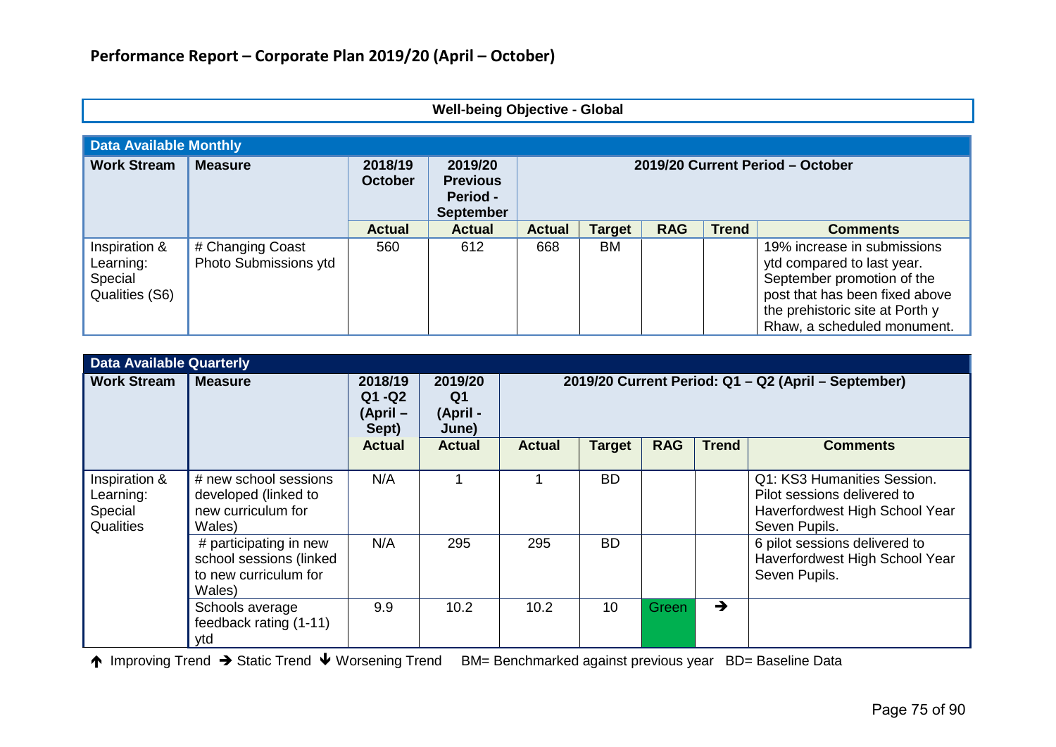## Performance Report – Corporate Plan 2019/20 (April – October)

**Well-being Objective - Global**

| Data Available Monthly | | | | | | | | |
|---|---|---|---|---|---|---|---|---|
| **Work Stream** | **Measure** | **2018/19 October** | **2019/20 Previous Period - September** | **2019/20 Current Period – October** | | | | |
| | | **Actual** | **Actual** | **Actual** | **Target** | **RAG** | **Trend** | **Comments** |
| Inspiration & Learning: Special Qualities (S6) | # Changing Coast Photo Submissions ytd | 560 | 612 | 668 | BM | | | 19% increase in submissions ytd compared to last year. September promotion of the post that has been fixed above the prehistoric site at Porth y Rhaw, a scheduled monument. |

| Data Available Quarterly | | | | | | | | |
|---|---|---|---|---|---|---|---|---|
| **Work Stream** | **Measure** | **2018/19 Q1 -Q2 (April – Sept)** | **2019/20 Q1 (April - June)** | **2019/20 Current Period: Q1 – Q2 (April – September)** | | | | |
| | | **Actual** | **Actual** | **Actual** | **Target** | **RAG** | **Trend** | **Comments** |
| Inspiration & Learning: Special Qualities | # new school sessions developed (linked to new curriculum for Wales) | N/A | 1 | 1 | BD | | | Q1: KS3 Humanities Session. Pilot sessions delivered to Haverfordwest High School Year Seven Pupils. |
| | # participating in new school sessions (linked to new curriculum for Wales) | N/A | 295 | 295 | BD | | | 6 pilot sessions delivered to Haverfordwest High School Year Seven Pupils. |
| | Schools average feedback rating (1-11) ytd | 9.9 | 10.2 | 10.2 | 10 | Green | → | |

↑ Improving Trend → Static Trend ↓ Worsening Trend BM= Benchmarked against previous year BD= Baseline Data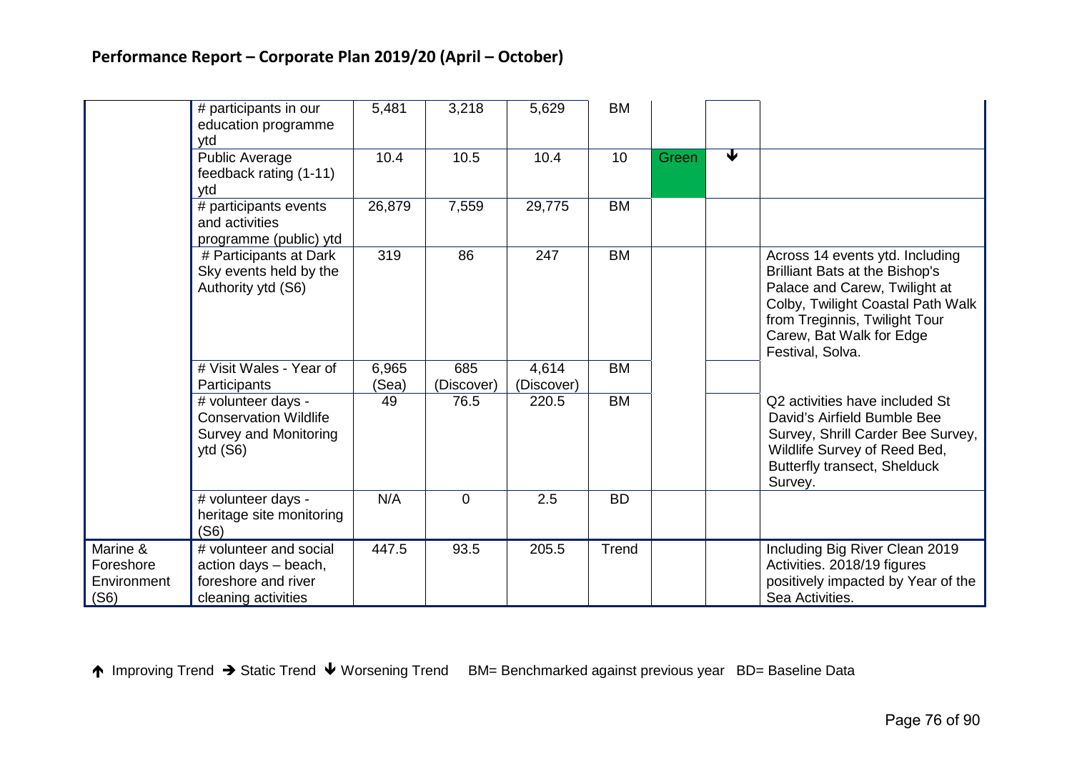## Performance Report – Corporate Plan 2019/20 (April – October)

| | | | | | | | | |
|---|---|---|---|---|---|---|---|---|
| | # participants in our education programme ytd | 5,481 | 3,218 | 5,629 | BM | | | |
| | Public Average feedback rating (1-11) ytd | 10.4 | 10.5 | 10.4 | 10 | Green | ↓ | |
| | # participants events and activities programme (public) ytd | 26,879 | 7,559 | 29,775 | BM | | | |
| | # Participants at Dark Sky events held by the Authority ytd (S6) | 319 | 86 | 247 | BM | | | Across 14 events ytd. Including Brilliant Bats at the Bishop's Palace and Carew, Twilight at Colby, Twilight Coastal Path Walk from Treginnis, Twilight Tour Carew, Bat Walk for Edge Festival, Solva. |
| | # Visit Wales - Year of Participants | 6,965 (Sea) | 685 (Discover) | 4,614 (Discover) | BM | | | |
| | # volunteer days - Conservation Wildlife Survey and Monitoring ytd (S6) | 49 | 76.5 | 220.5 | BM | | | Q2 activities have included St David's Airfield Bumble Bee Survey, Shrill Carder Bee Survey, Wildlife Survey of Reed Bed, Butterfly transect, Shelduck Survey. |
| | # volunteer days - heritage site monitoring (S6) | N/A | 0 | 2.5 | BD | | | |
| Marine & Foreshore Environment (S6) | # volunteer and social action days – beach, foreshore and river cleaning activities | 447.5 | 93.5 | 205.5 | Trend | | | Including Big River Clean 2019 Activities. 2018/19 figures positively impacted by Year of the Sea Activities. |

↑ Improving Trend → Static Trend ↓ Worsening Trend BM= Benchmarked against previous year BD= Baseline Data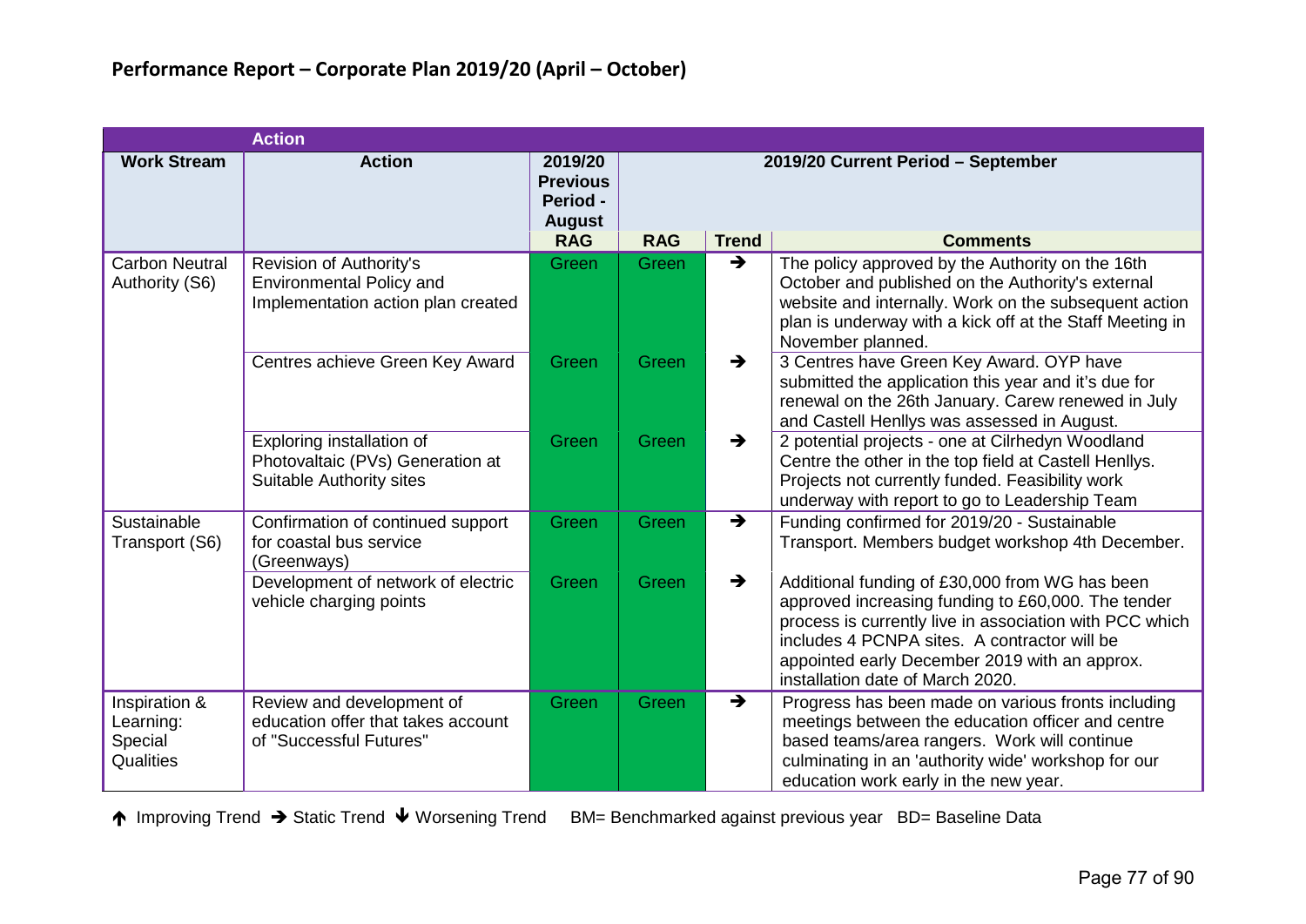## Performance Report – Corporate Plan 2019/20 (April – October)

| Action | | | | | |
|---|---|---|---|---|---|
| **Work Stream** | **Action** | **2019/20 Previous Period - August** | **2019/20 Current Period – September** | | |
| | | **RAG** | **RAG** | **Trend** | **Comments** |
| Carbon Neutral Authority (S6) | Revision of Authority's Environmental Policy and Implementation action plan created | Green | Green | → | The policy approved by the Authority on the 16th October and published on the Authority's external website and internally. Work on the subsequent action plan is underway with a kick off at the Staff Meeting in November planned. |
| | Centres achieve Green Key Award | Green | Green | → | 3 Centres have Green Key Award. OYP have submitted the application this year and it's due for renewal on the 26th January. Carew renewed in July and Castell Henllys was assessed in August. |
| | Exploring installation of Photovaltaic (PVs) Generation at Suitable Authority sites | Green | Green | → | 2 potential projects - one at Cilrhedyn Woodland Centre the other in the top field at Castell Henllys. Projects not currently funded. Feasibility work underway with report to go to Leadership Team |
| Sustainable Transport (S6) | Confirmation of continued support for coastal bus service (Greenways) | Green | Green | → | Funding confirmed for 2019/20 - Sustainable Transport. Members budget workshop 4th December. |
| | Development of network of electric vehicle charging points | Green | Green | → | Additional funding of £30,000 from WG has been approved increasing funding to £60,000. The tender process is currently live in association with PCC which includes 4 PCNPA sites. A contractor will be appointed early December 2019 with an approx. installation date of March 2020. |
| Inspiration & Learning: Special Qualities | Review and development of education offer that takes account of "Successful Futures" | Green | Green | → | Progress has been made on various fronts including meetings between the education officer and centre based teams/area rangers. Work will continue culminating in an 'authority wide' workshop for our education work early in the new year. |

↑ Improving Trend → Static Trend ↓ Worsening Trend BM= Benchmarked against previous year BD= Baseline Data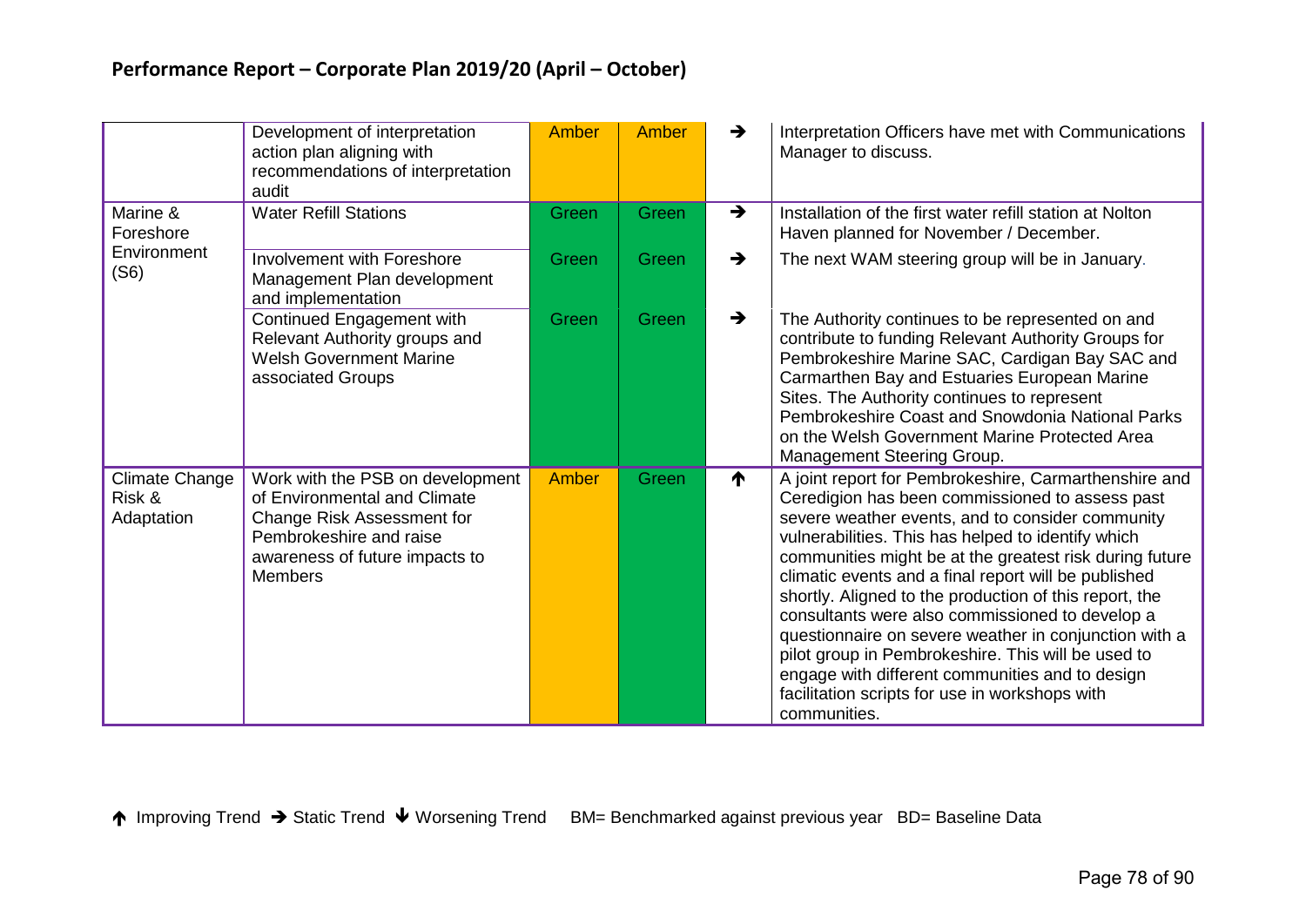## Performance Report – Corporate Plan 2019/20 (April – October)

| | | | | | |
|---|---|---|---|---|---|
| | Development of interpretation action plan aligning with recommendations of interpretation audit | Amber | Amber | → | Interpretation Officers have met with Communications Manager to discuss. |
| Marine & Foreshore Environment (S6) | Water Refill Stations | Green | Green | → | Installation of the first water refill station at Nolton Haven planned for November / December. |
| | Involvement with Foreshore Management Plan development and implementation | Green | Green | → | The next WAM steering group will be in January. |
| | Continued Engagement with Relevant Authority groups and Welsh Government Marine associated Groups | Green | Green | → | The Authority continues to be represented on and contribute to funding Relevant Authority Groups for Pembrokeshire Marine SAC, Cardigan Bay SAC and Carmarthen Bay and Estuaries European Marine Sites. The Authority continues to represent Pembrokeshire Coast and Snowdonia National Parks on the Welsh Government Marine Protected Area Management Steering Group. |
| Climate Change Risk & Adaptation | Work with the PSB on development of Environmental and Climate Change Risk Assessment for Pembrokeshire and raise awareness of future impacts to Members | Amber | Green | ↑ | A joint report for Pembrokeshire, Carmarthenshire and Ceredigion has been commissioned to assess past severe weather events, and to consider community vulnerabilities. This has helped to identify which communities might be at the greatest risk during future climatic events and a final report will be published shortly. Aligned to the production of this report, the consultants were also commissioned to develop a questionnaire on severe weather in conjunction with a pilot group in Pembrokeshire. This will be used to engage with different communities and to design facilitation scripts for use in workshops with communities. |

↑ Improving Trend → Static Trend ↓ Worsening Trend BM= Benchmarked against previous year BD= Baseline Data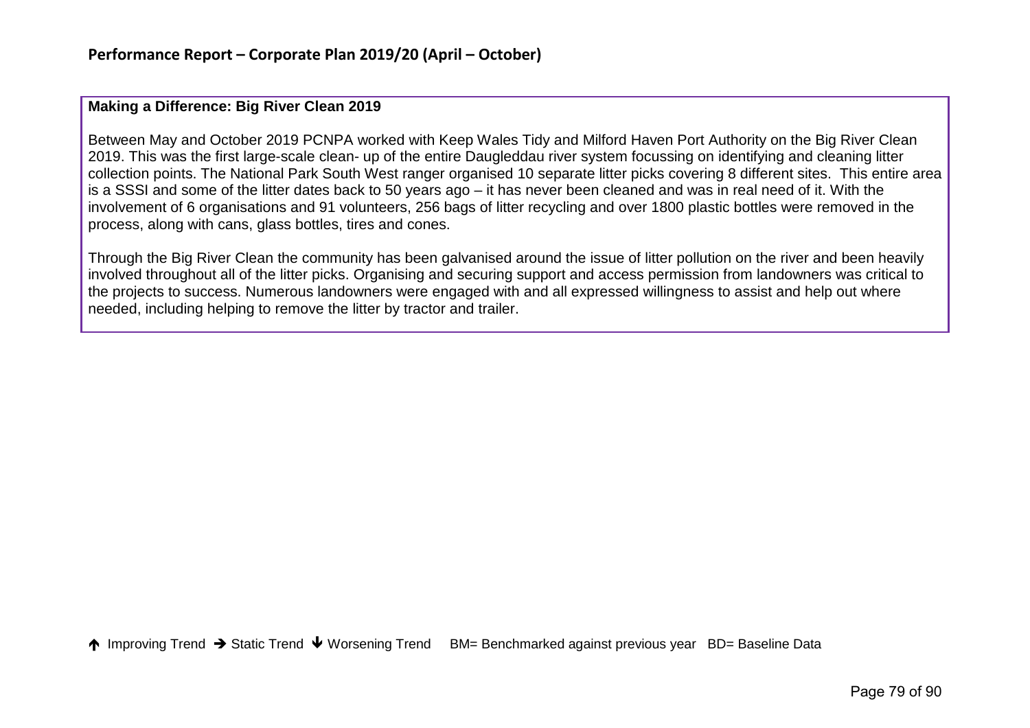**Making a Difference: Big River Clean 2019**

Between May and October 2019 PCNPA worked with Keep Wales Tidy and Milford Haven Port Authority on the Big River Clean 2019. This was the first large-scale clean- up of the entire Daugleddau river system focussing on identifying and cleaning litter collection points. The National Park South West ranger organised 10 separate litter picks covering 8 different sites. This entire area is a SSSI and some of the litter dates back to 50 years ago – it has never been cleaned and was in real need of it. With the involvement of 6 organisations and 91 volunteers, 256 bags of litter recycling and over 1800 plastic bottles were removed in the process, along with cans, glass bottles, tires and cones.

Through the Big River Clean the community has been galvanised around the issue of litter pollution on the river and been heavily involved throughout all of the litter picks. Organising and securing support and access permission from landowners was critical to the projects to success. Numerous landowners were engaged with and all expressed willingness to assist and help out where needed, including helping to remove the litter by tractor and trailer.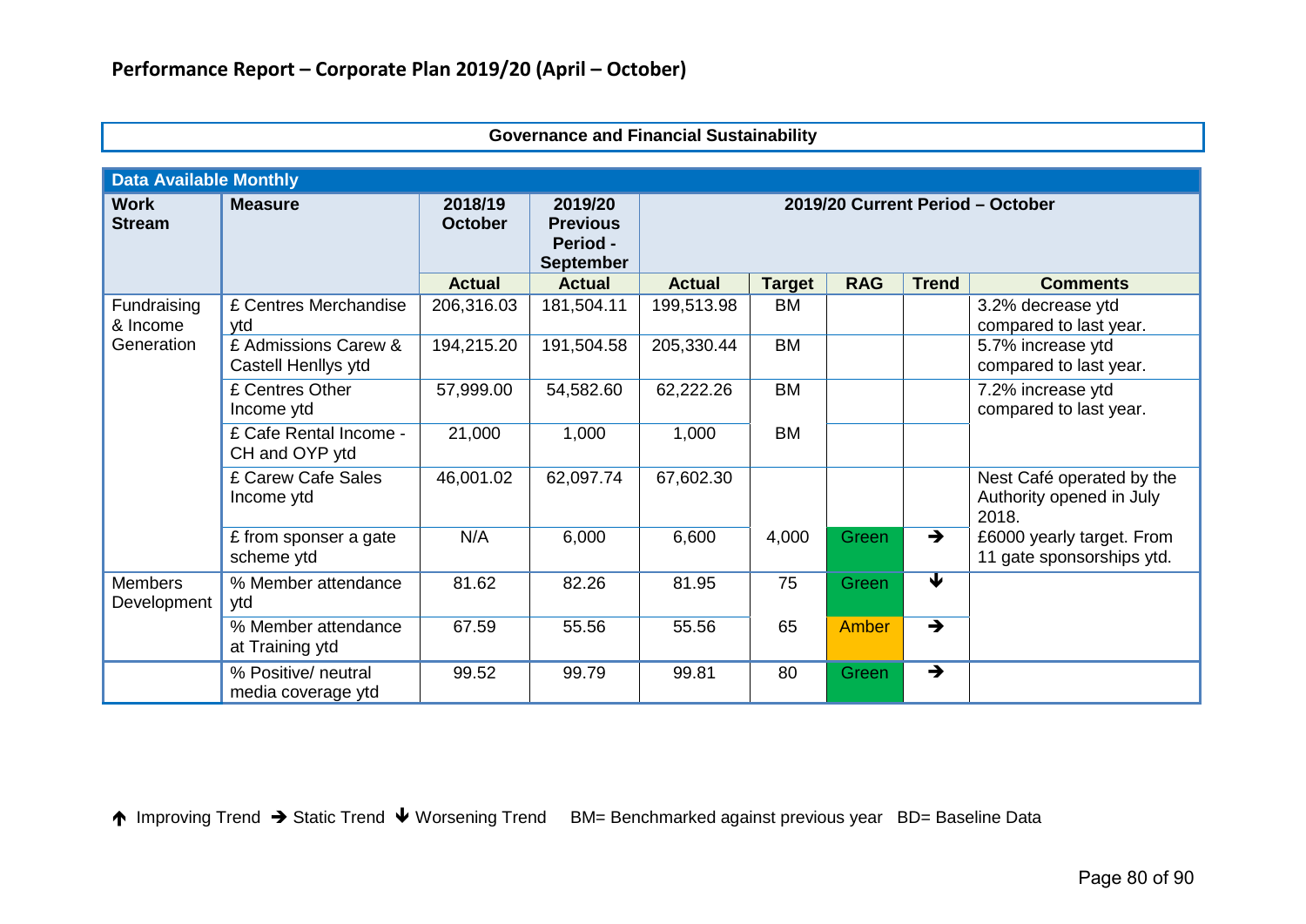## Performance Report – Corporate Plan 2019/20 (April – October)

**Governance and Financial Sustainability**

| Data Available Monthly | | | | | | | | |
|---|---|---|---|---|---|---|---|---|
| **Work Stream** | **Measure** | **2018/19 October** | **2019/20 Previous Period - September** | **2019/20 Current Period – October** | | | | |
| | | **Actual** | **Actual** | **Actual** | **Target** | **RAG** | **Trend** | **Comments** |
| Fundraising & Income Generation | £ Centres Merchandise ytd | 206,316.03 | 181,504.11 | 199,513.98 | BM | | | 3.2% decrease ytd compared to last year. |
| | £ Admissions Carew & Castell Henllys ytd | 194,215.20 | 191,504.58 | 205,330.44 | BM | | | 5.7% increase ytd compared to last year. |
| | £ Centres Other Income ytd | 57,999.00 | 54,582.60 | 62,222.26 | BM | | | 7.2% increase ytd compared to last year. |
| | £ Cafe Rental Income - CH and OYP ytd | 21,000 | 1,000 | 1,000 | BM | | | |
| | £ Carew Cafe Sales Income ytd | 46,001.02 | 62,097.74 | 67,602.30 | | | | Nest Café operated by the Authority opened in July 2018. |
| | £ from sponser a gate scheme ytd | N/A | 6,000 | 6,600 | 4,000 | Green | → | £6000 yearly target. From 11 gate sponsorships ytd. |
| Members Development | % Member attendance ytd | 81.62 | 82.26 | 81.95 | 75 | Green | ↓ | |
| | % Member attendance at Training ytd | 67.59 | 55.56 | 55.56 | 65 | Amber | → | |
| | % Positive/ neutral media coverage ytd | 99.52 | 99.79 | 99.81 | 80 | Green | → | |

↑ Improving Trend → Static Trend ↓ Worsening Trend BM= Benchmarked against previous year BD= Baseline Data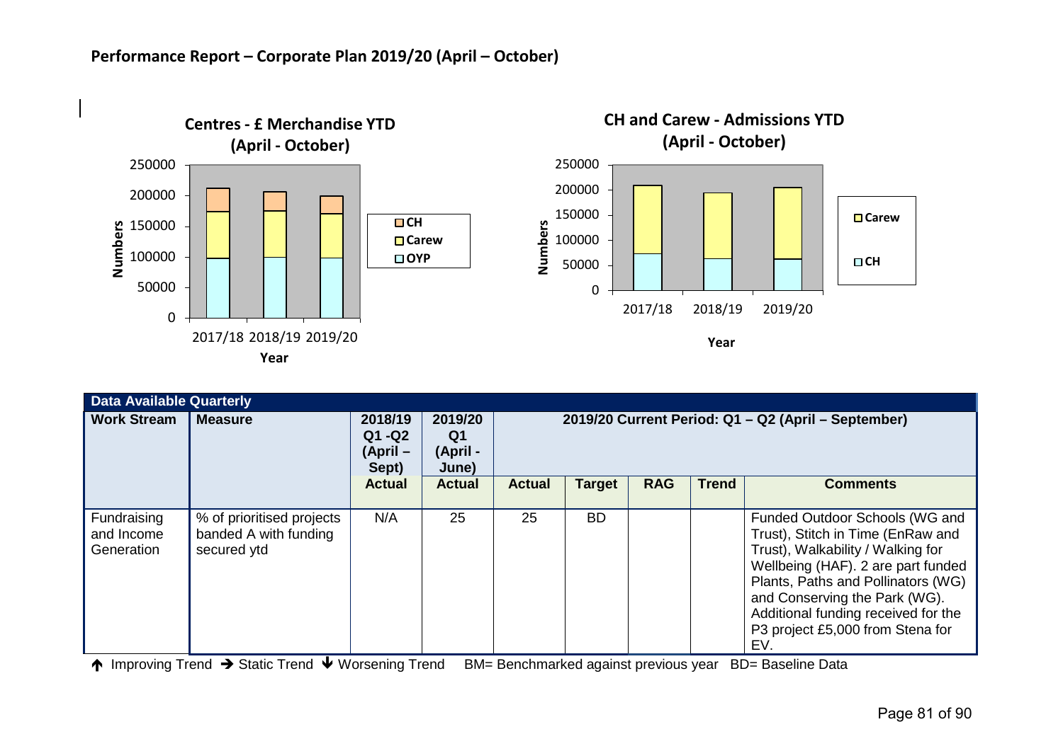## Performance Report – Corporate Plan 2019/20 (April – October)

**Centres - £ Merchandise YTD (April - October)**

**CH and Carew - Admissions YTD (April - October)**

| Data Available Quarterly | | | | | | | | |
|---|---|---|---|---|---|---|---|---|
| **Work Stream** | **Measure** | **2018/19 Q1 -Q2 (April – Sept)** | **2019/20 Q1 (April - June)** | **2019/20 Current Period: Q1 – Q2 (April – September)** | | | | |
| | | **Actual** | **Actual** | **Actual** | **Target** | **RAG** | **Trend** | **Comments** |
| Fundraising and Income Generation | % of prioritised projects banded A with funding secured ytd | N/A | 25 | 25 | BD | | | Funded Outdoor Schools (WG and Trust), Stitch in Time (EnRaw and Trust), Walkability / Walking for Wellbeing (HAF). 2 are part funded Plants, Paths and Pollinators (WG) and Conserving the Park (WG). Additional funding received for the P3 project £5,000 from Stena for EV. |

↑ Improving Trend → Static Trend ↓ Worsening Trend BM= Benchmarked against previous year BD= Baseline Data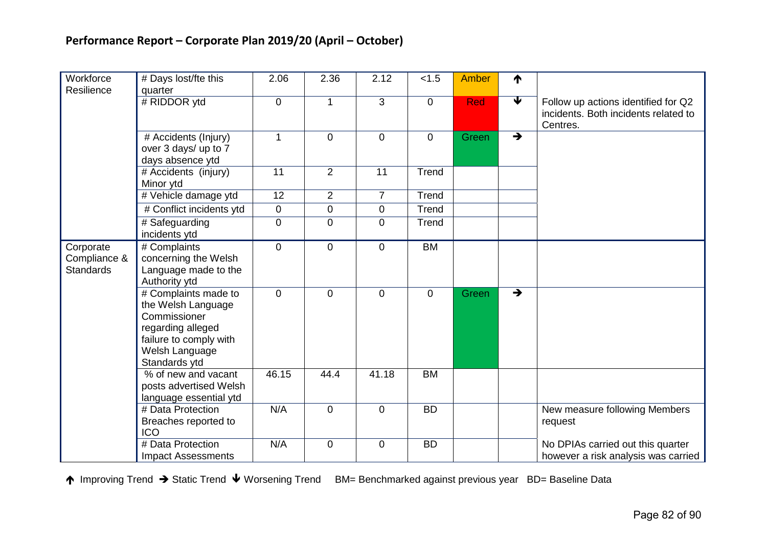## Performance Report – Corporate Plan 2019/20 (April – October)

| | | | | | | | | |
|---|---|---|---|---|---|---|---|---|
| Workforce Resilience | # Days lost/fte this quarter | 2.06 | 2.36 | 2.12 | <1.5 | Amber | ↑ | |
| | # RIDDOR ytd | 0 | 1 | 3 | 0 | Red | ↓ | Follow up actions identified for Q2 incidents. Both incidents related to Centres. |
| | # Accidents (Injury) over 3 days/ up to 7 days absence ytd | 1 | 0 | 0 | 0 | Green | → | |
| | # Accidents (injury) Minor ytd | 11 | 2 | 11 | Trend | | | |
| | # Vehicle damage ytd | 12 | 2 | 7 | Trend | | | |
| | # Conflict incidents ytd | 0 | 0 | 0 | Trend | | | |
| | # Safeguarding incidents ytd | 0 | 0 | 0 | Trend | | | |
| Corporate Compliance & Standards | # Complaints concerning the Welsh Language made to the Authority ytd | 0 | 0 | 0 | BM | | | |
| | # Complaints made to the Welsh Language Commissioner regarding alleged failure to comply with Welsh Language Standards ytd | 0 | 0 | 0 | 0 | Green | → | |
| | % of new and vacant posts advertised Welsh language essential ytd | 46.15 | 44.4 | 41.18 | BM | | | |
| | # Data Protection Breaches reported to ICO | N/A | 0 | 0 | BD | | | New measure following Members request |
| | # Data Protection Impact Assessments | N/A | 0 | 0 | BD | | | No DPIAs carried out this quarter however a risk analysis was carried |

↑ Improving Trend → Static Trend ↓ Worsening Trend BM= Benchmarked against previous year BD= Baseline Data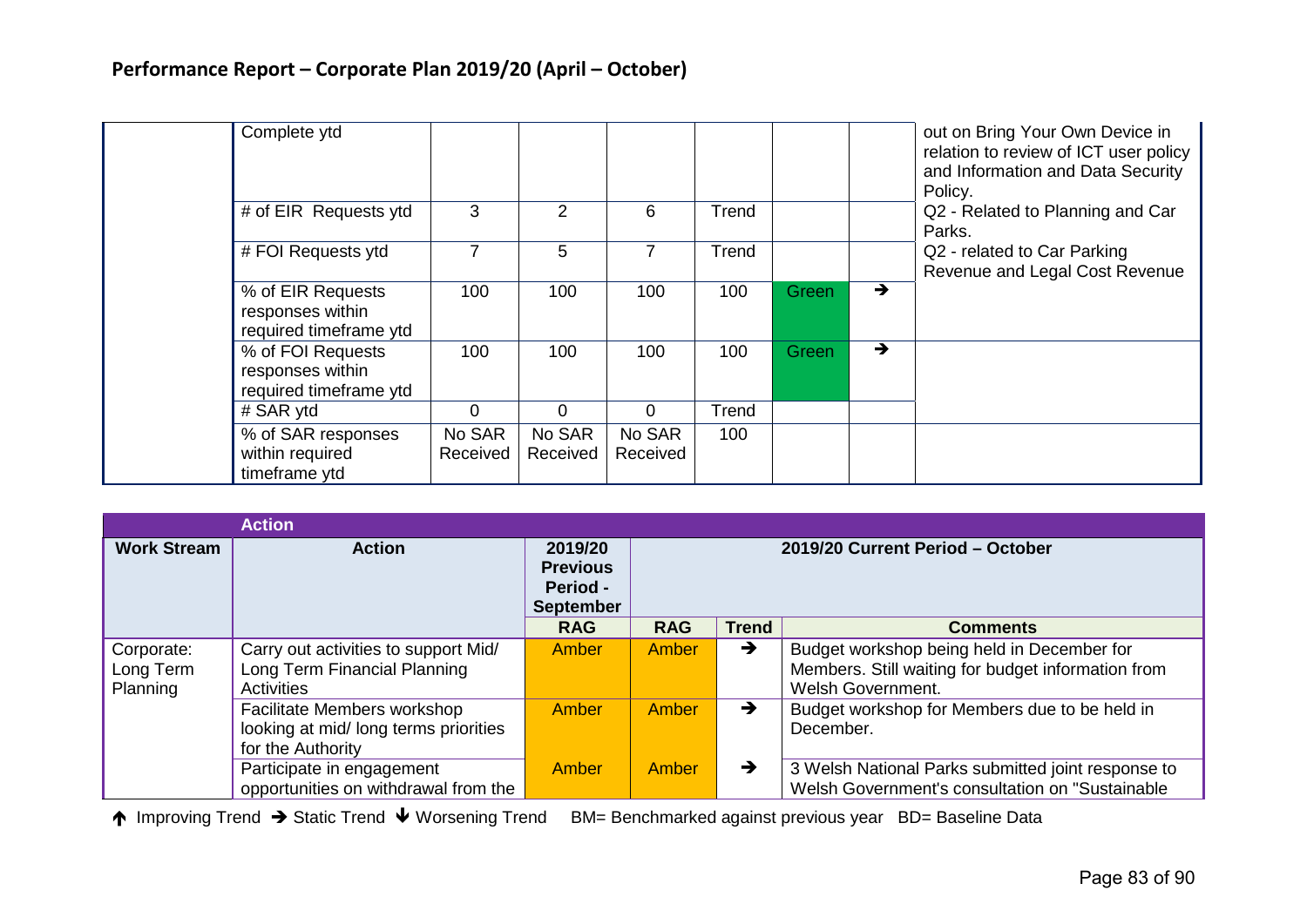## Performance Report – Corporate Plan 2019/20 (April – October)

| | | | | | | | | |
|---|---|---|---|---|---|---|---|---|
| | Complete ytd | | | | | | | out on Bring Your Own Device in relation to review of ICT user policy and Information and Data Security Policy. |
| | # of EIR Requests ytd | 3 | 2 | 6 | Trend | | | Q2 - Related to Planning and Car Parks. |
| | # FOI Requests ytd | 7 | 5 | 7 | Trend | | | Q2 - related to Car Parking Revenue and Legal Cost Revenue |
| | % of EIR Requests responses within required timeframe ytd | 100 | 100 | 100 | 100 | Green | → | |
| | % of FOI Requests responses within required timeframe ytd | 100 | 100 | 100 | 100 | Green | → | |
| | # SAR ytd | 0 | 0 | 0 | Trend | | | |
| | % of SAR responses within required timeframe ytd | No SAR Received | No SAR Received | No SAR Received | 100 | | | |

| | Action | | | | |
|---|---|---|---|---|---|
| **Work Stream** | **Action** | **2019/20 Previous Period - September** | **2019/20 Current Period – October** | | |
| | | **RAG** | **RAG** | **Trend** | **Comments** |
| Corporate: Long Term Planning | Carry out activities to support Mid/ Long Term Financial Planning Activities | Amber | Amber | → | Budget workshop being held in December for Members. Still waiting for budget information from Welsh Government. |
| | Facilitate Members workshop looking at mid/ long terms priorities for the Authority | Amber | Amber | → | Budget workshop for Members due to be held in December. |
| | Participate in engagement opportunities on withdrawal from the | Amber | Amber | → | 3 Welsh National Parks submitted joint response to Welsh Government's consultation on "Sustainable |

↑ Improving Trend → Static Trend ↓ Worsening Trend BM= Benchmarked against previous year BD= Baseline Data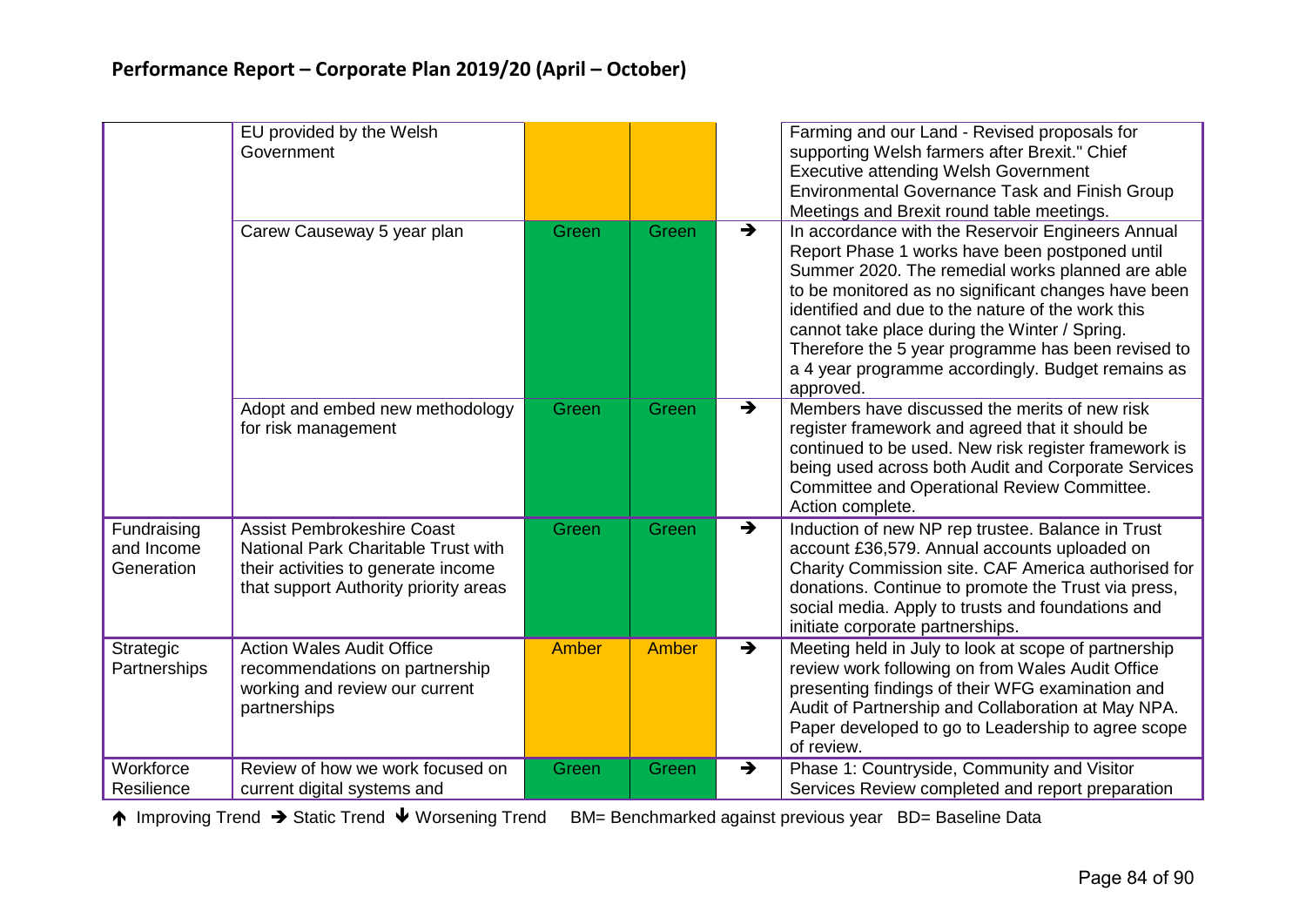## Performance Report – Corporate Plan 2019/20 (April – October)

| | | | | | |
|---|---|---|---|---|---|
| | EU provided by the Welsh Government | | | | Farming and our Land - Revised proposals for supporting Welsh farmers after Brexit." Chief Executive attending Welsh Government Environmental Governance Task and Finish Group Meetings and Brexit round table meetings. |
| | Carew Causeway 5 year plan | Green | Green | ➔ | In accordance with the Reservoir Engineers Annual Report Phase 1 works have been postponed until Summer 2020. The remedial works planned are able to be monitored as no significant changes have been identified and due to the nature of the work this cannot take place during the Winter / Spring. Therefore the 5 year programme has been revised to a 4 year programme accordingly. Budget remains as approved. |
| | Adopt and embed new methodology for risk management | Green | Green | ➔ | Members have discussed the merits of new risk register framework and agreed that it should be continued to be used. New risk register framework is being used across both Audit and Corporate Services Committee and Operational Review Committee. Action complete. |
| Fundraising and Income Generation | Assist Pembrokeshire Coast National Park Charitable Trust with their activities to generate income that support Authority priority areas | Green | Green | ➔ | Induction of new NP rep trustee. Balance in Trust account £36,579. Annual accounts uploaded on Charity Commission site. CAF America authorised for donations. Continue to promote the Trust via press, social media. Apply to trusts and foundations and initiate corporate partnerships. |
| Strategic Partnerships | Action Wales Audit Office recommendations on partnership working and review our current partnerships | Amber | Amber | ➔ | Meeting held in July to look at scope of partnership review work following on from Wales Audit Office presenting findings of their WFG examination and Audit of Partnership and Collaboration at May NPA. Paper developed to go to Leadership to agree scope of review. |
| Workforce Resilience | Review of how we work focused on current digital systems and | Green | Green | ➔ | Phase 1: Countryside, Community and Visitor Services Review completed and report preparation |

🡑 Improving Trend ➔ Static Trend 🡓 Worsening Trend  BM= Benchmarked against previous year  BD= Baseline Data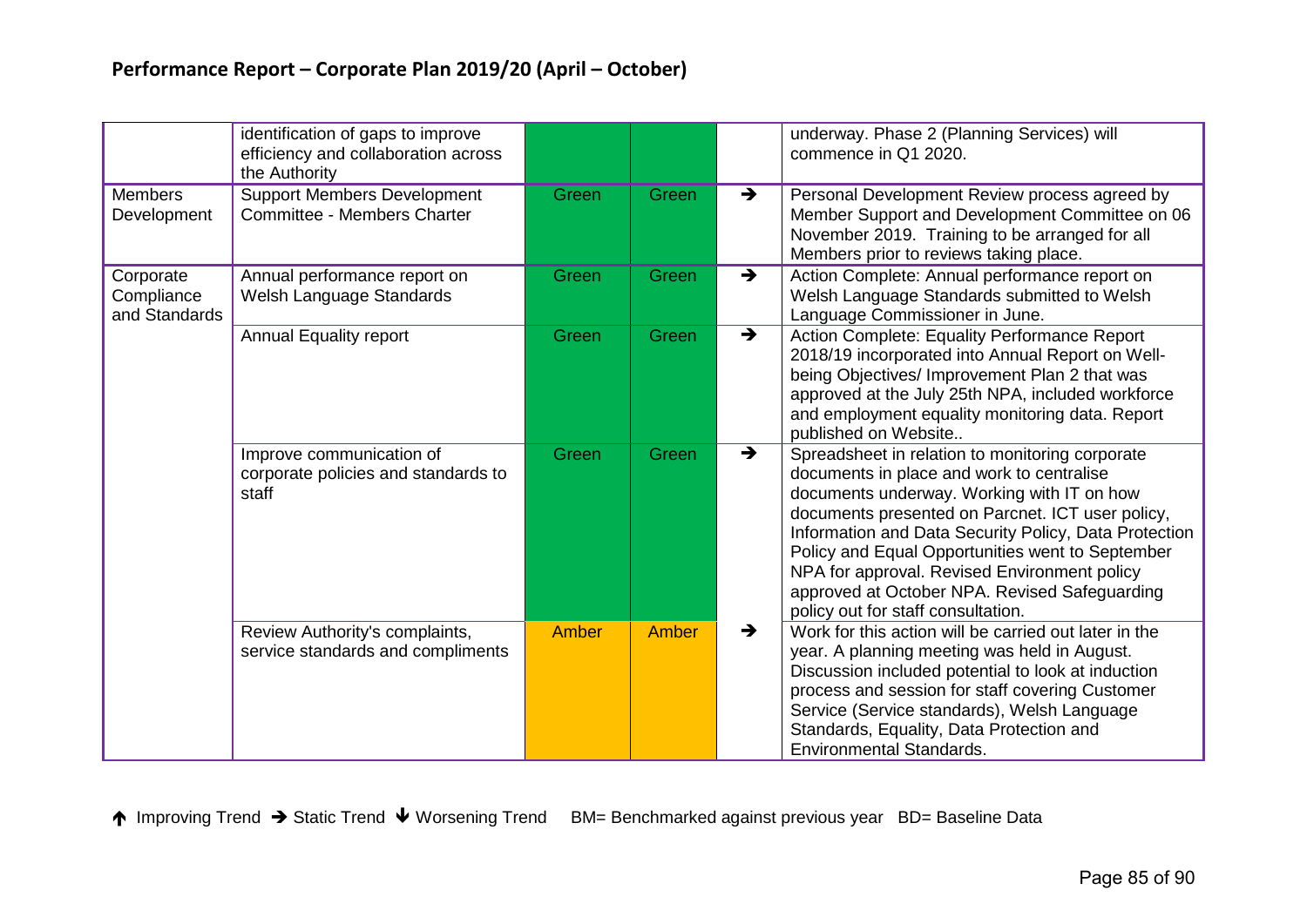## Performance Report – Corporate Plan 2019/20 (April – October)

| | | | | | |
|---|---|---|---|---|---|
| | identification of gaps to improve efficiency and collaboration across the Authority | | | | underway. Phase 2 (Planning Services) will commence in Q1 2020. |
| Members Development | Support Members Development Committee - Members Charter | Green | Green | → | Personal Development Review process agreed by Member Support and Development Committee on 06 November 2019. Training to be arranged for all Members prior to reviews taking place. |
| Corporate Compliance and Standards | Annual performance report on Welsh Language Standards | Green | Green | → | Action Complete: Annual performance report on Welsh Language Standards submitted to Welsh Language Commissioner in June. |
| | Annual Equality report | Green | Green | → | Action Complete: Equality Performance Report 2018/19 incorporated into Annual Report on Well-being Objectives/ Improvement Plan 2 that was approved at the July 25th NPA, included workforce and employment equality monitoring data. Report published on Website.. |
| | Improve communication of corporate policies and standards to staff | Green | Green | → | Spreadsheet in relation to monitoring corporate documents in place and work to centralise documents underway. Working with IT on how documents presented on Parcnet. ICT user policy, Information and Data Security Policy, Data Protection Policy and Equal Opportunities went to September NPA for approval. Revised Environment policy approved at October NPA. Revised Safeguarding policy out for staff consultation. |
| | Review Authority's complaints, service standards and compliments | Amber | Amber | → | Work for this action will be carried out later in the year. A planning meeting was held in August. Discussion included potential to look at induction process and session for staff covering Customer Service (Service standards), Welsh Language Standards, Equality, Data Protection and Environmental Standards. |

↑ Improving Trend → Static Trend ↓ Worsening Trend BM= Benchmarked against previous year BD= Baseline Data